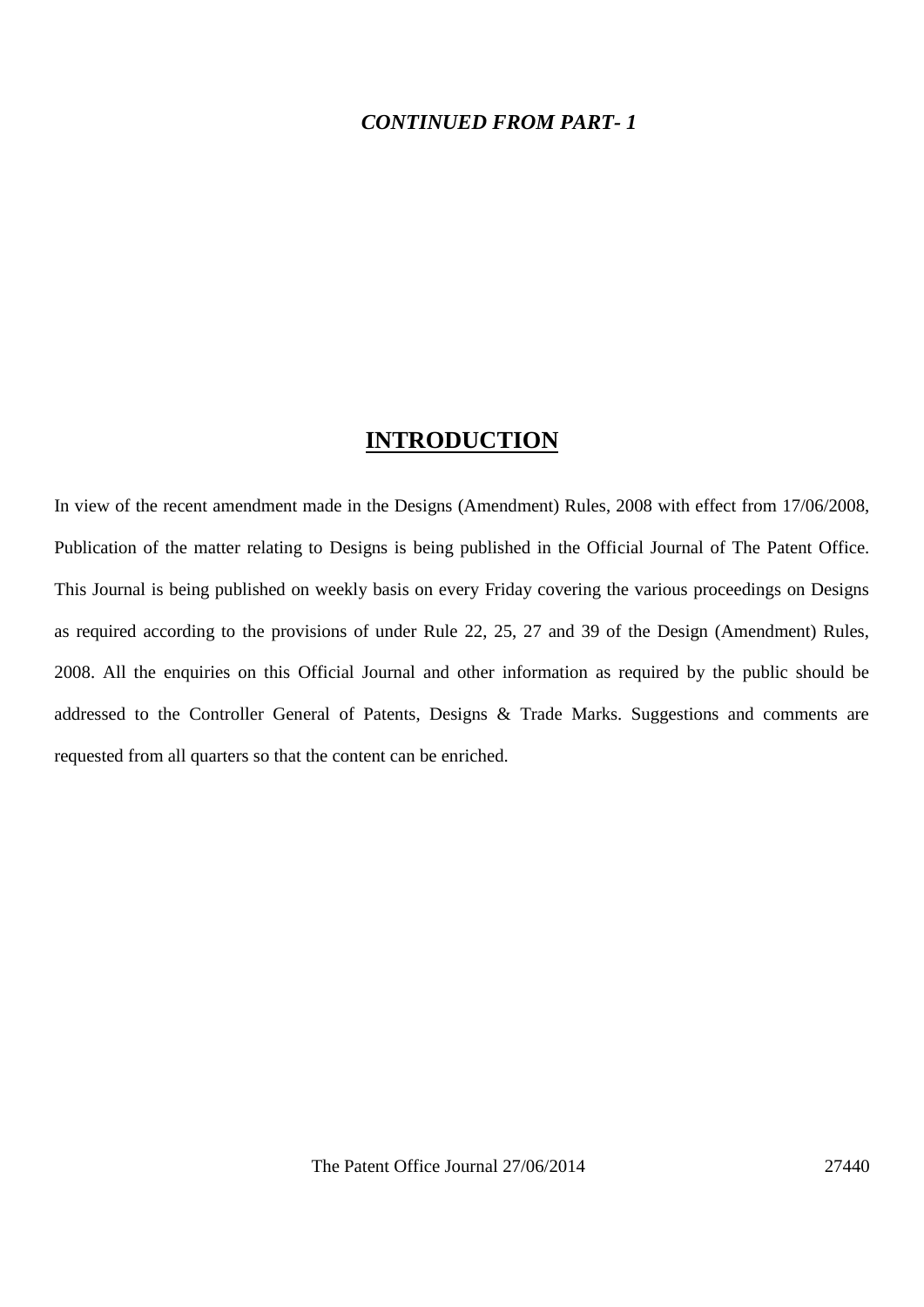***CONTINUED FROM PART- 1***

## INTRODUCTION

In view of the recent amendment made in the Designs (Amendment) Rules, 2008 with effect from 17/06/2008, Publication of the matter relating to Designs is being published in the Official Journal of The Patent Office. This Journal is being published on weekly basis on every Friday covering the various proceedings on Designs as required according to the provisions of under Rule 22, 25, 27 and 39 of the Design (Amendment) Rules, 2008. All the enquiries on this Official Journal and other information as required by the public should be addressed to the Controller General of Patents, Designs & Trade Marks. Suggestions and comments are requested from all quarters so that the content can be enriched.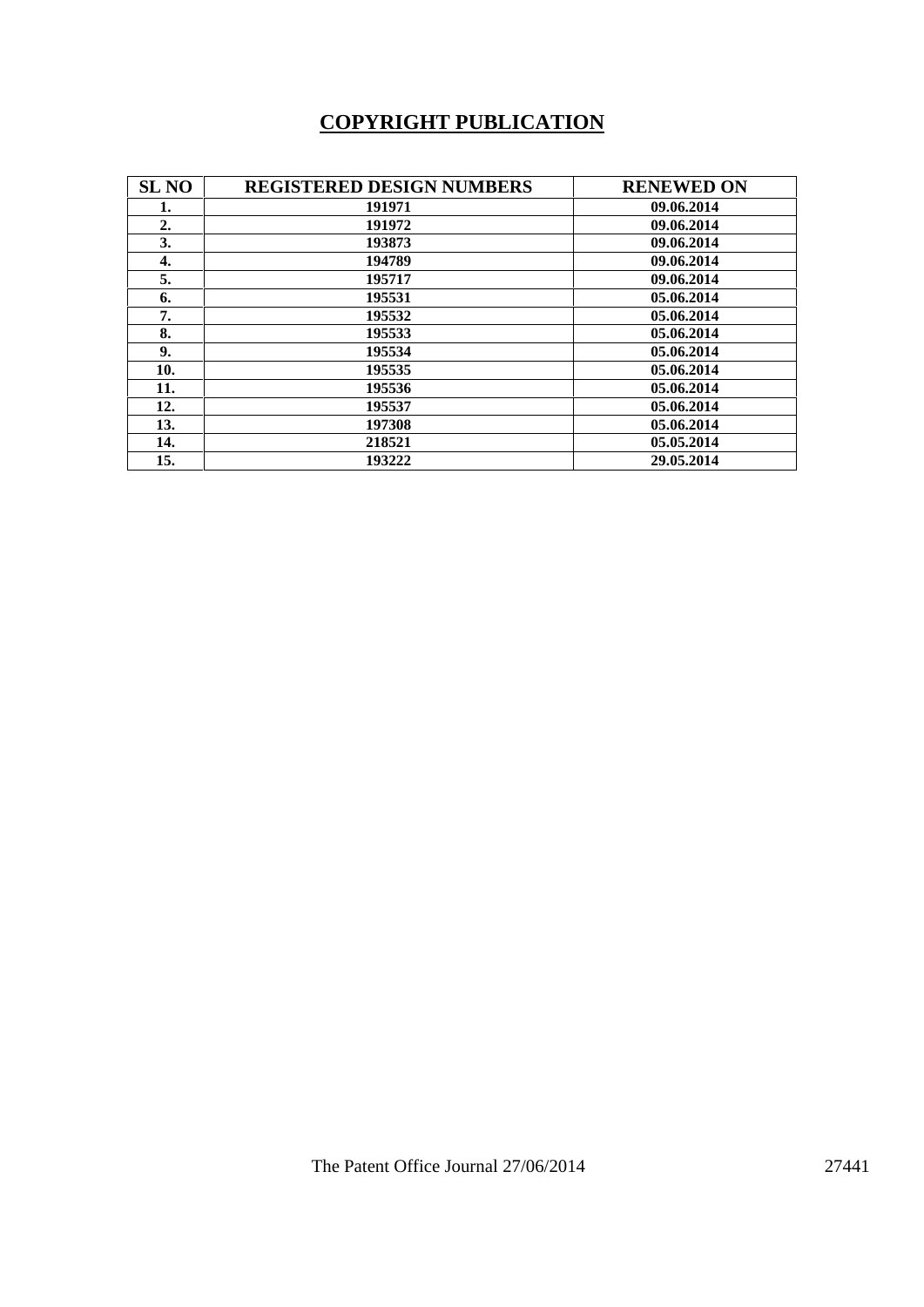## COPYRIGHT PUBLICATION

| SL NO | REGISTERED DESIGN NUMBERS | RENEWED ON |
|---|---|---|
| 1. | 191971 | 09.06.2014 |
| 2. | 191972 | 09.06.2014 |
| 3. | 193873 | 09.06.2014 |
| 4. | 194789 | 09.06.2014 |
| 5. | 195717 | 09.06.2014 |
| 6. | 195531 | 05.06.2014 |
| 7. | 195532 | 05.06.2014 |
| 8. | 195533 | 05.06.2014 |
| 9. | 195534 | 05.06.2014 |
| 10. | 195535 | 05.06.2014 |
| 11. | 195536 | 05.06.2014 |
| 12. | 195537 | 05.06.2014 |
| 13. | 197308 | 05.06.2014 |
| 14. | 218521 | 05.05.2014 |
| 15. | 193222 | 29.05.2014 |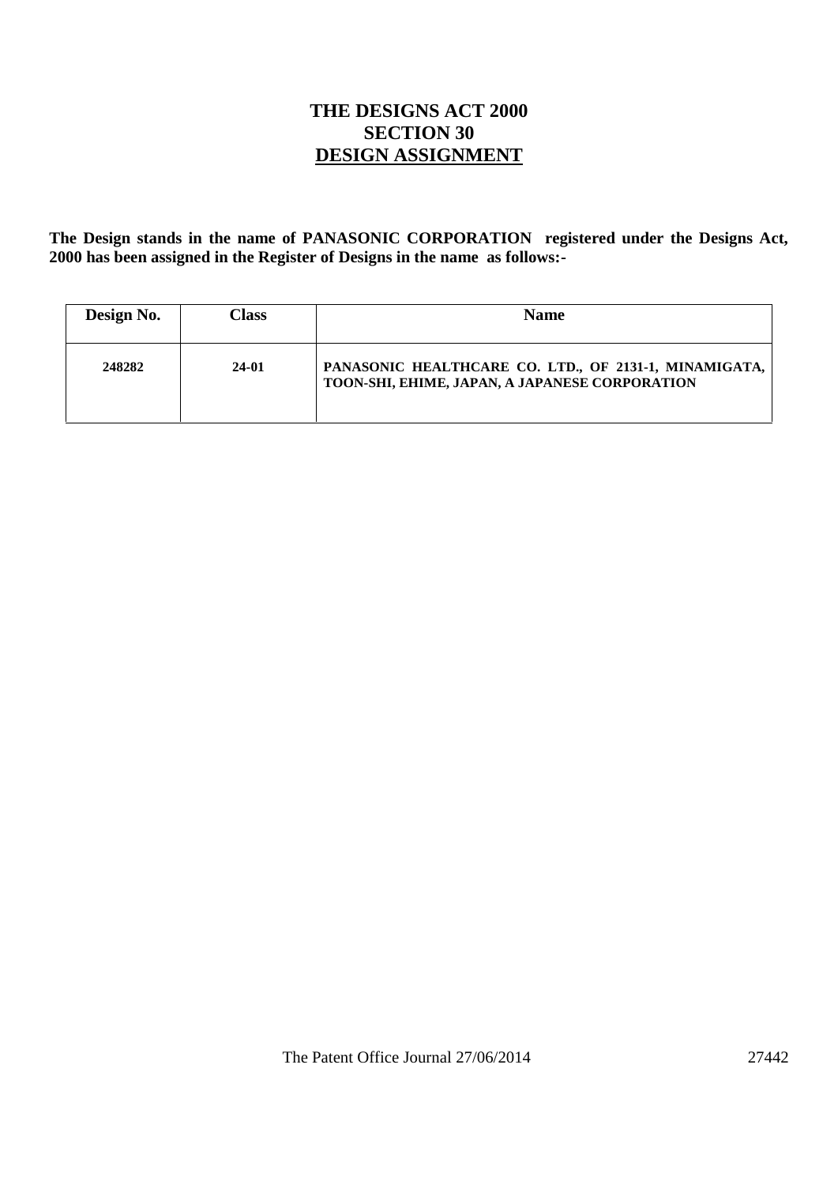# THE DESIGNS ACT 2000
## SECTION 30
## DESIGN ASSIGNMENT

**The Design stands in the name of PANASONIC CORPORATION registered under the Designs Act, 2000 has been assigned in the Register of Designs in the name as follows:-**

| Design No. | Class | Name |
|---|---|---|
| 248282 | 24-01 | PANASONIC HEALTHCARE CO. LTD., OF 2131-1, MINAMIGATA, TOON-SHI, EHIME, JAPAN, A JAPANESE CORPORATION |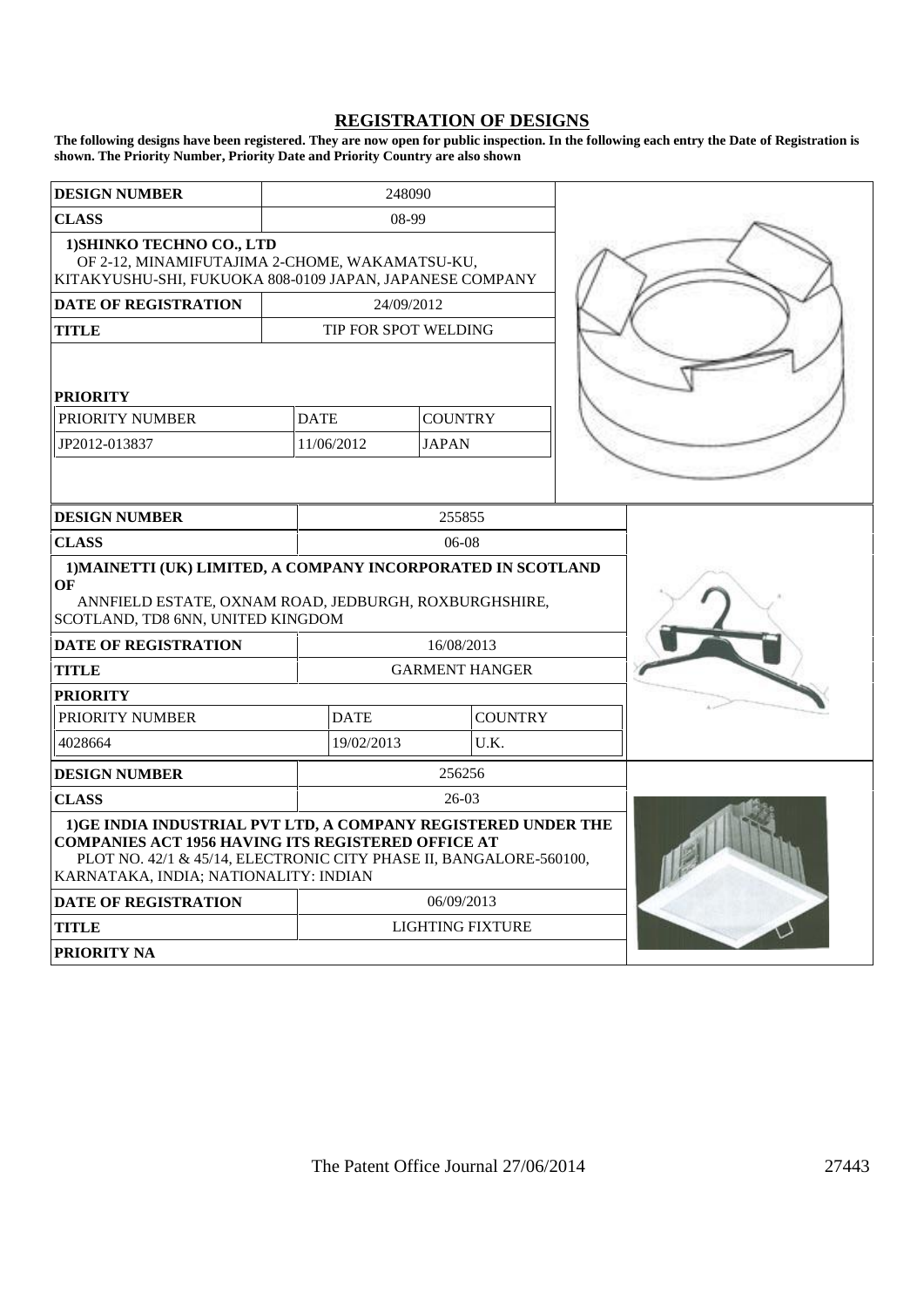## REGISTRATION OF DESIGNS

**The following designs have been registered. They are now open for public inspection. In the following each entry the Date of Registration is shown. The Priority Number, Priority Date and Priority Country are also shown**

| **DESIGN NUMBER** | 248090 | |
|---|---|---|
| **CLASS** | 08-99 | |
| **1)SHINKO TECHNO CO., LTD** OF 2-12, MINAMIFUTAJIMA 2-CHOME, WAKAMATSU-KU, KITAKYUSHU-SHI, FUKUOKA 808-0109 JAPAN, JAPANESE COMPANY | | |
| **DATE OF REGISTRATION** | 24/09/2012 | |
| **TITLE** | TIP FOR SPOT WELDING | |
| **PRIORITY** | | |
| PRIORITY NUMBER | DATE | COUNTRY |
| JP2012-013837 | 11/06/2012 | JAPAN |

| **DESIGN NUMBER** | 255855 | |
|---|---|---|
| **CLASS** | 06-08 | |
| **1)MAINETTI (UK) LIMITED, A COMPANY INCORPORATED IN SCOTLAND OF** ANNFIELD ESTATE, OXNAM ROAD, JEDBURGH, ROXBURGHSHIRE, SCOTLAND, TD8 6NN, UNITED KINGDOM | | |
| **DATE OF REGISTRATION** | 16/08/2013 | |
| **TITLE** | GARMENT HANGER | |
| **PRIORITY** | | |
| PRIORITY NUMBER | DATE | COUNTRY |
| 4028664 | 19/02/2013 | U.K. |

| **DESIGN NUMBER** | 256256 |
|---|---|
| **CLASS** | 26-03 |
| **1)GE INDIA INDUSTRIAL PVT LTD, A COMPANY REGISTERED UNDER THE COMPANIES ACT 1956 HAVING ITS REGISTERED OFFICE AT** PLOT NO. 42/1 & 45/14, ELECTRONIC CITY PHASE II, BANGALORE-560100, KARNATAKA, INDIA; NATIONALITY: INDIAN | |
| **DATE OF REGISTRATION** | 06/09/2013 |
| **TITLE** | LIGHTING FIXTURE |
| **PRIORITY NA** | |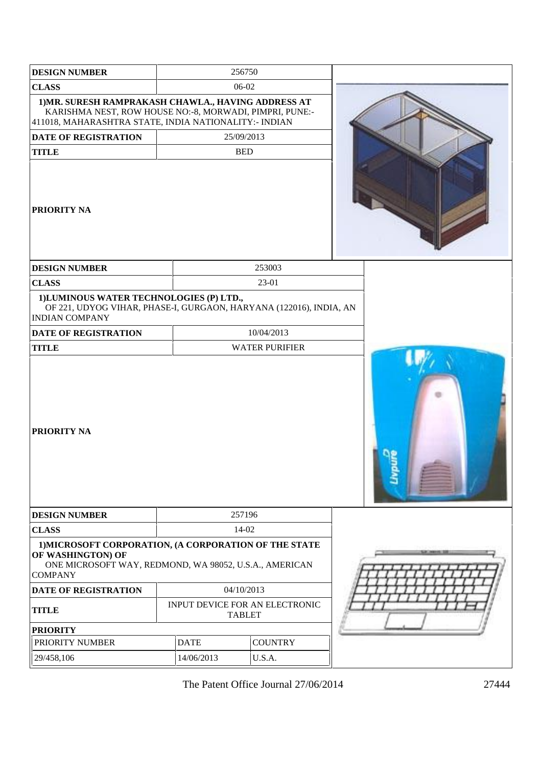| DESIGN NUMBER | 256750 |
|---|---|
| CLASS | 06-02 |
| 1)MR. SURESH RAMPRAKASH CHAWLA., HAVING ADDRESS AT KARISHMA NEST, ROW HOUSE NO:-8, MORWADI, PIMPRI, PUNE:-411018, MAHARASHTRA STATE, INDIA NATIONALITY:- INDIAN | |
| DATE OF REGISTRATION | 25/09/2013 |
| TITLE | BED |
| PRIORITY NA | |

| DESIGN NUMBER | 253003 |
|---|---|
| CLASS | 23-01 |
| 1)LUMINOUS WATER TECHNOLOGIES (P) LTD., OF 221, UDYOG VIHAR, PHASE-I, GURGAON, HARYANA (122016), INDIA, AN INDIAN COMPANY | |
| DATE OF REGISTRATION | 10/04/2013 |
| TITLE | WATER PURIFIER |
| PRIORITY NA | |

| DESIGN NUMBER | 257196 | |
|---|---|---|
| CLASS | 14-02 | |
| 1)MICROSOFT CORPORATION, (A CORPORATION OF THE STATE OF WASHINGTON) OF ONE MICROSOFT WAY, REDMOND, WA 98052, U.S.A., AMERICAN COMPANY | | |
| DATE OF REGISTRATION | 04/10/2013 | |
| TITLE | INPUT DEVICE FOR AN ELECTRONIC TABLET | |
| PRIORITY | | |
| PRIORITY NUMBER | DATE | COUNTRY |
| 29/458,106 | 14/06/2013 | U.S.A. |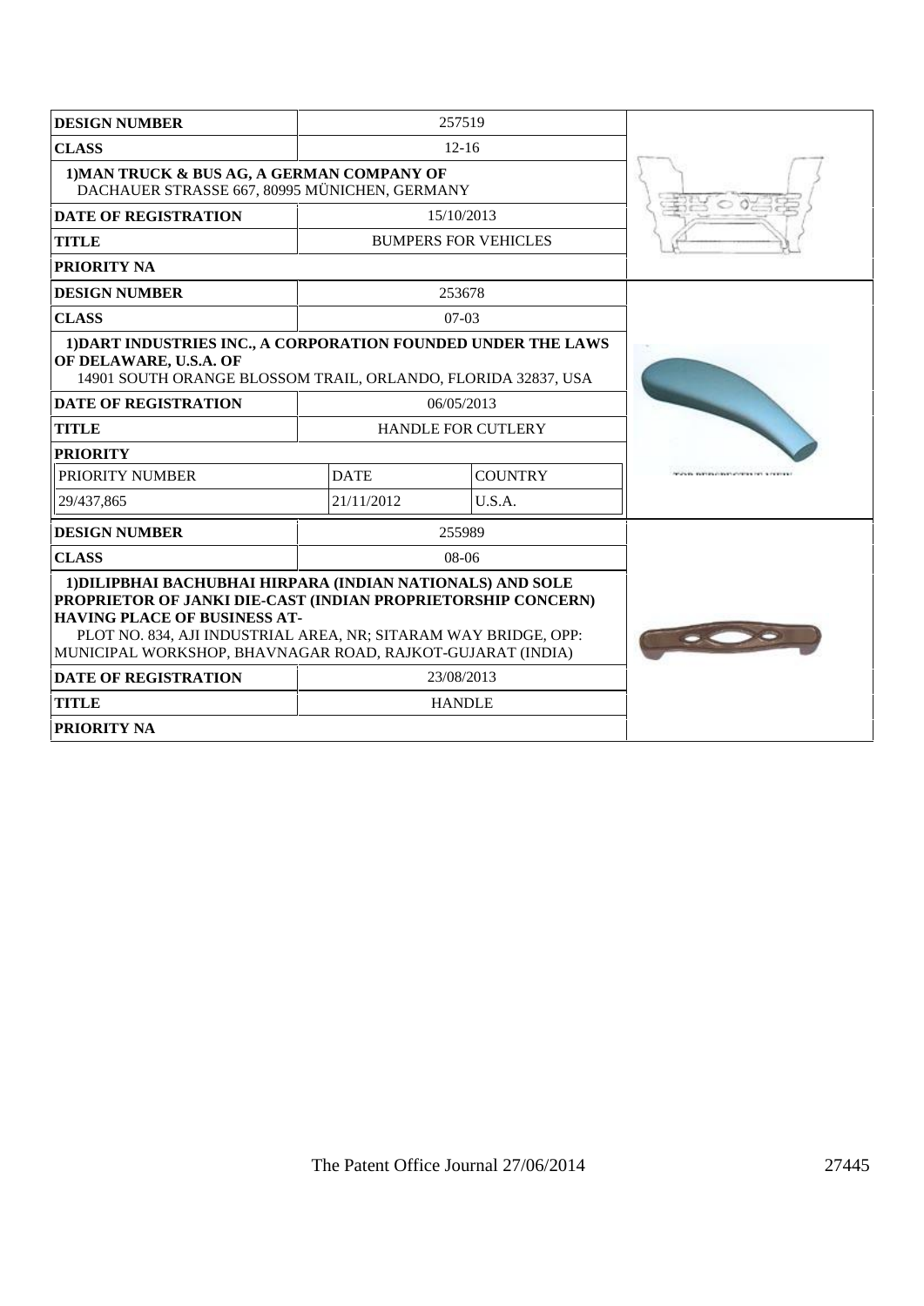| DESIGN NUMBER | 257519 | |
|---|---|---|
| CLASS | 12-16 | |
| 1)MAN TRUCK & BUS AG, A GERMAN COMPANY OF DACHAUER STRASSE 667, 80995 MÜNICHEN, GERMANY | | |
| DATE OF REGISTRATION | 15/10/2013 | |
| TITLE | BUMPERS FOR VEHICLES | |
| PRIORITY NA | | |

| DESIGN NUMBER | 253678 | |
|---|---|---|
| CLASS | 07-03 | |
| 1)DART INDUSTRIES INC., A CORPORATION FOUNDED UNDER THE LAWS OF DELAWARE, U.S.A. OF 14901 SOUTH ORANGE BLOSSOM TRAIL, ORLANDO, FLORIDA 32837, USA | | |
| DATE OF REGISTRATION | 06/05/2013 | |
| TITLE | HANDLE FOR CUTLERY | |
| PRIORITY | | |
| PRIORITY NUMBER | DATE | COUNTRY |
| 29/437,865 | 21/11/2012 | U.S.A. |

| DESIGN NUMBER | 255989 | |
|---|---|---|
| CLASS | 08-06 | |
| 1)DILIPBHAI BACHUBHAI HIRPARA (INDIAN NATIONALS) AND SOLE PROPRIETOR OF JANKI DIE-CAST (INDIAN PROPRIETORSHIP CONCERN) HAVING PLACE OF BUSINESS AT- PLOT NO. 834, AJI INDUSTRIAL AREA, NR; SITARAM WAY BRIDGE, OPP: MUNICIPAL WORKSHOP, BHAVNAGAR ROAD, RAJKOT-GUJARAT (INDIA) | | |
| DATE OF REGISTRATION | 23/08/2013 | |
| TITLE | HANDLE | |
| PRIORITY NA | | |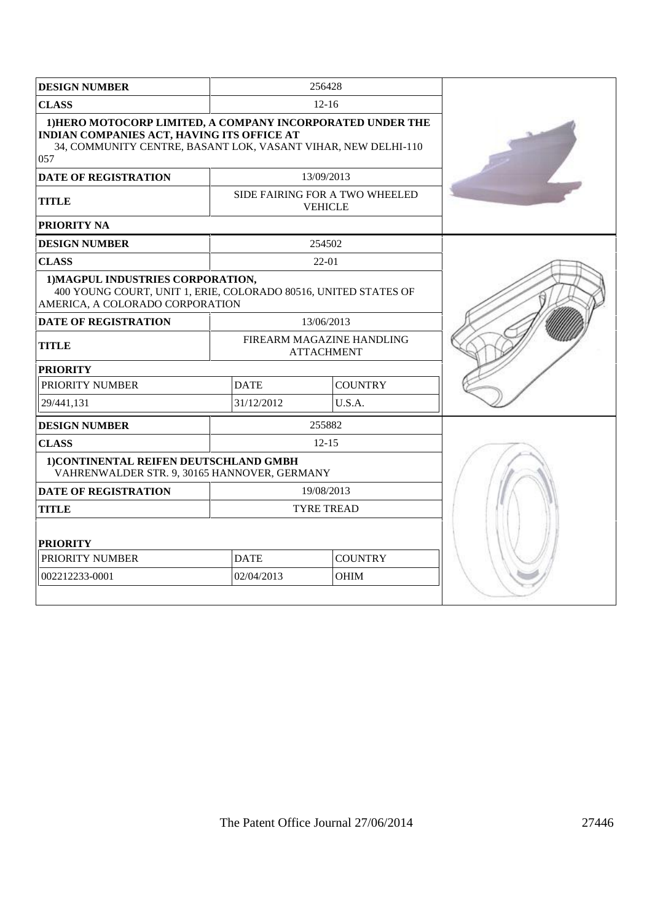| DESIGN NUMBER | 256428 | |
|---|---|---|
| CLASS | 12-16 | |
| 1)HERO MOTOCORP LIMITED, A COMPANY INCORPORATED UNDER THE INDIAN COMPANIES ACT, HAVING ITS OFFICE AT 34, COMMUNITY CENTRE, BASANT LOK, VASANT VIHAR, NEW DELHI-110 057 | | |
| DATE OF REGISTRATION | 13/09/2013 | |
| TITLE | SIDE FAIRING FOR A TWO WHEELED VEHICLE | |
| PRIORITY NA | | |

| DESIGN NUMBER | 254502 | |
|---|---|---|
| CLASS | 22-01 | |
| 1)MAGPUL INDUSTRIES CORPORATION, 400 YOUNG COURT, UNIT 1, ERIE, COLORADO 80516, UNITED STATES OF AMERICA, A COLORADO CORPORATION | | |
| DATE OF REGISTRATION | 13/06/2013 | |
| TITLE | FIREARM MAGAZINE HANDLING ATTACHMENT | |
| PRIORITY | | |
| PRIORITY NUMBER | DATE | COUNTRY |
| 29/441,131 | 31/12/2012 | U.S.A. |

| DESIGN NUMBER | 255882 | |
|---|---|---|
| CLASS | 12-15 | |
| 1)CONTINENTAL REIFEN DEUTSCHLAND GMBH VAHRENWALDER STR. 9, 30165 HANNOVER, GERMANY | | |
| DATE OF REGISTRATION | 19/08/2013 | |
| TITLE | TYRE TREAD | |
| PRIORITY | | |
| PRIORITY NUMBER | DATE | COUNTRY |
| 002212233-0001 | 02/04/2013 | OHIM |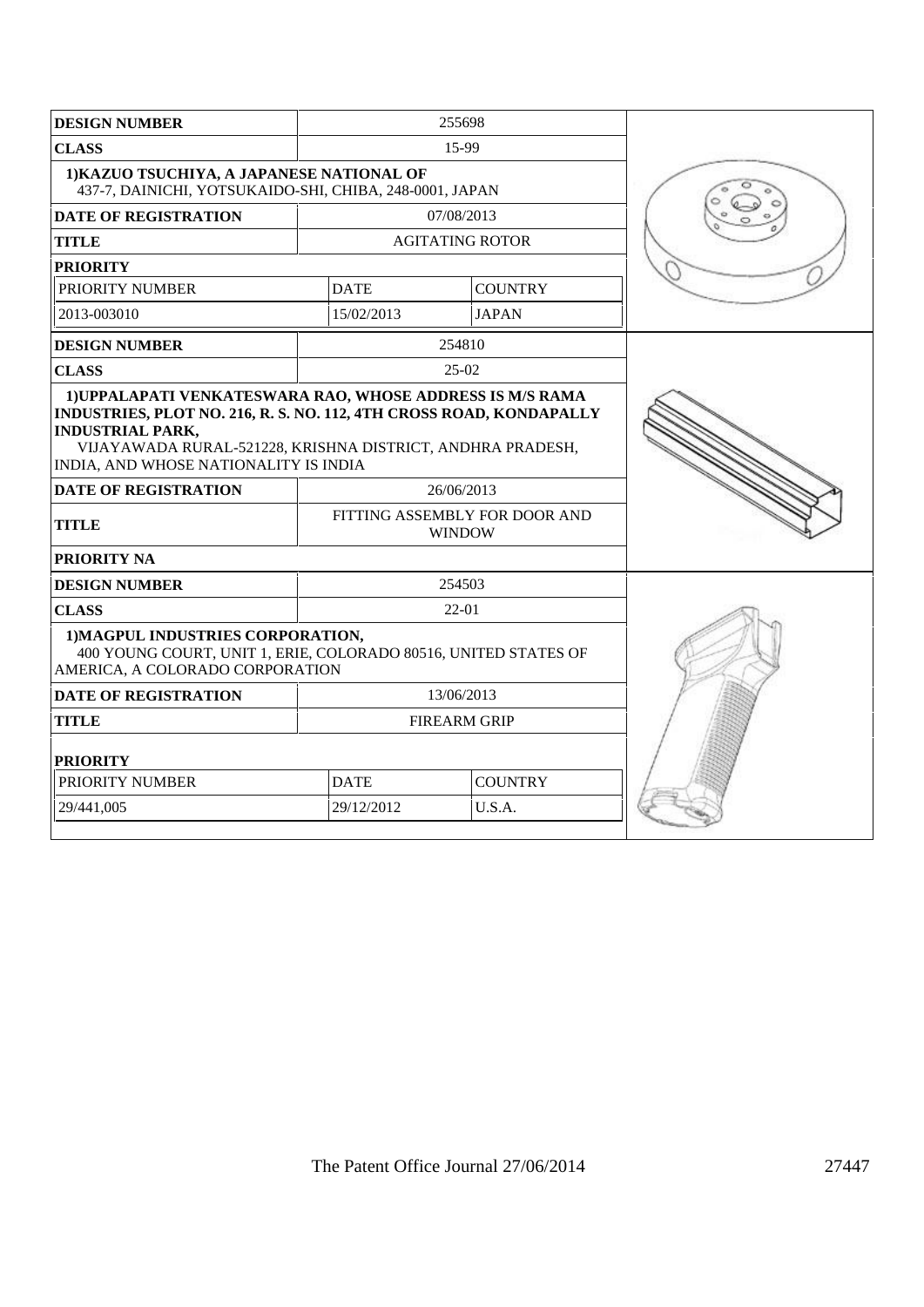| DESIGN NUMBER | 255698 | |
|---|---|---|
| CLASS | 15-99 | |
| 1)KAZUO TSUCHIYA, A JAPANESE NATIONAL OF 437-7, DAINICHI, YOTSUKAIDO-SHI, CHIBA, 248-0001, JAPAN | | |
| DATE OF REGISTRATION | 07/08/2013 | |
| TITLE | AGITATING ROTOR | |
| PRIORITY | | |
| PRIORITY NUMBER | DATE | COUNTRY |
| 2013-003010 | 15/02/2013 | JAPAN |

| DESIGN NUMBER | 254810 |
|---|---|
| CLASS | 25-02 |
| 1)UPPALAPATI VENKATESWARA RAO, WHOSE ADDRESS IS M/S RAMA INDUSTRIES, PLOT NO. 216, R. S. NO. 112, 4TH CROSS ROAD, KONDAPALLY INDUSTRIAL PARK, VIJAYAWADA RURAL-521228, KRISHNA DISTRICT, ANDHRA PRADESH, INDIA, AND WHOSE NATIONALITY IS INDIA | |
| DATE OF REGISTRATION | 26/06/2013 |
| TITLE | FITTING ASSEMBLY FOR DOOR AND WINDOW |
| PRIORITY NA | |

| DESIGN NUMBER | 254503 | |
|---|---|---|
| CLASS | 22-01 | |
| 1)MAGPUL INDUSTRIES CORPORATION, 400 YOUNG COURT, UNIT 1, ERIE, COLORADO 80516, UNITED STATES OF AMERICA, A COLORADO CORPORATION | | |
| DATE OF REGISTRATION | 13/06/2013 | |
| TITLE | FIREARM GRIP | |
| PRIORITY | | |
| PRIORITY NUMBER | DATE | COUNTRY |
| 29/441,005 | 29/12/2012 | U.S.A. |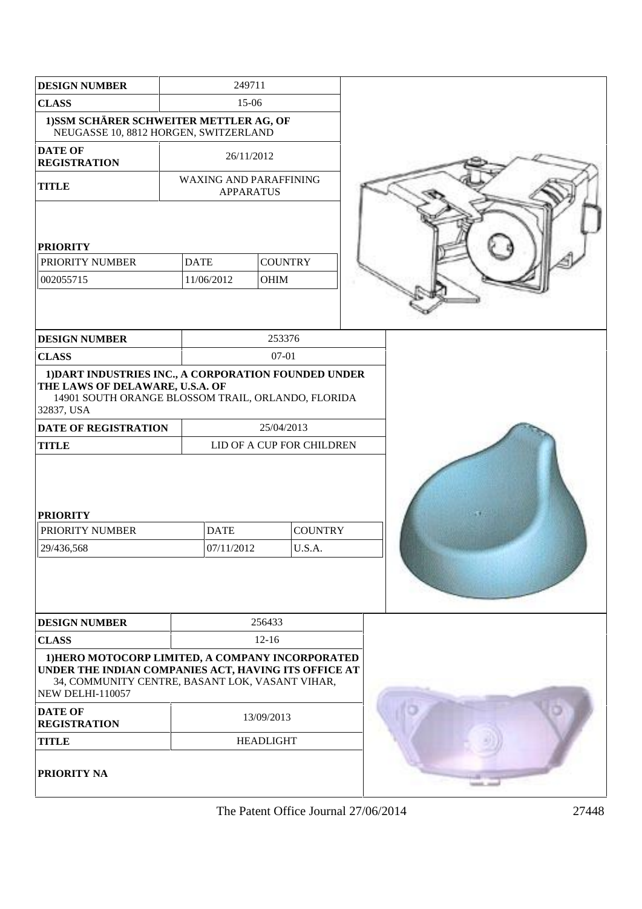| DESIGN NUMBER | 249711 |
|---|---|
| CLASS | 15-06 |
| 1)SSM SCHÄRER SCHWEITER METTLER AG, OF NEUGASSE 10, 8812 HORGEN, SWITZERLAND | |
| DATE OF REGISTRATION | 26/11/2012 |
| TITLE | WAXING AND PARAFFINING APPARATUS |

**PRIORITY**

| PRIORITY NUMBER | DATE | COUNTRY |
|---|---|---|
| 002055715 | 11/06/2012 | OHIM |

| DESIGN NUMBER | 253376 |
|---|---|
| CLASS | 07-01 |
| 1)DART INDUSTRIES INC., A CORPORATION FOUNDED UNDER THE LAWS OF DELAWARE, U.S.A. OF 14901 SOUTH ORANGE BLOSSOM TRAIL, ORLANDO, FLORIDA 32837, USA | |
| DATE OF REGISTRATION | 25/04/2013 |
| TITLE | LID OF A CUP FOR CHILDREN |

**PRIORITY**

| PRIORITY NUMBER | DATE | COUNTRY |
|---|---|---|
| 29/436,568 | 07/11/2012 | U.S.A. |

| DESIGN NUMBER | 256433 |
|---|---|
| CLASS | 12-16 |
| 1)HERO MOTOCORP LIMITED, A COMPANY INCORPORATED UNDER THE INDIAN COMPANIES ACT, HAVING ITS OFFICE AT 34, COMMUNITY CENTRE, BASANT LOK, VASANT VIHAR, NEW DELHI-110057 | |
| DATE OF REGISTRATION | 13/09/2013 |
| TITLE | HEADLIGHT |

**PRIORITY NA**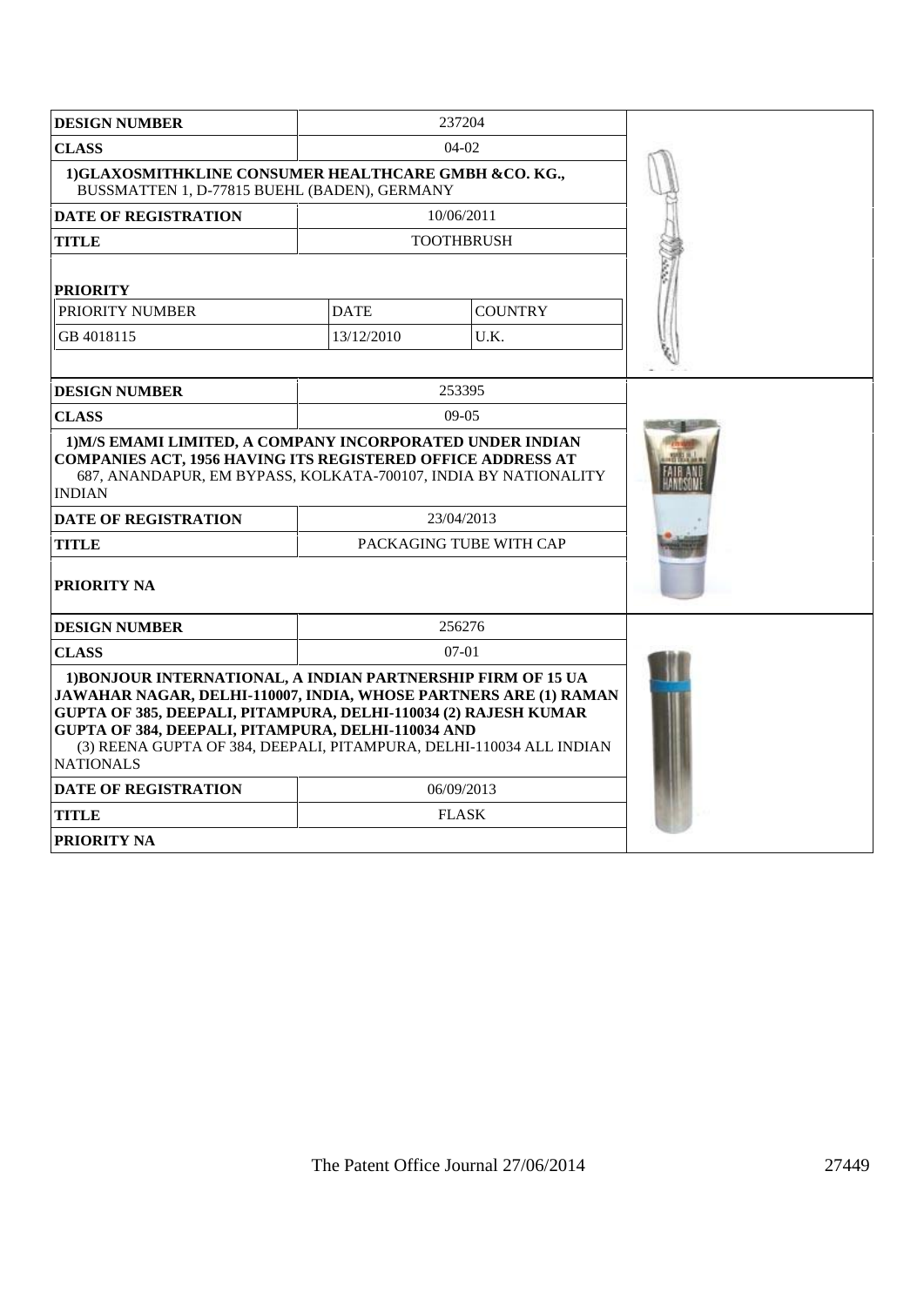| DESIGN NUMBER | 237204 | |
|---|---|---|
| CLASS | 04-02 | |
| 1)GLAXOSMITHKLINE CONSUMER HEALTHCARE GMBH &CO. KG., BUSSMATTEN 1, D-77815 BUEHL (BADEN), GERMANY | | |
| DATE OF REGISTRATION | 10/06/2011 | |
| TITLE | TOOTHBRUSH | |
| PRIORITY | | |
| PRIORITY NUMBER | DATE | COUNTRY |
| GB 4018115 | 13/12/2010 | U.K. |

| DESIGN NUMBER | 253395 |
|---|---|
| CLASS | 09-05 |
| 1)M/S EMAMI LIMITED, A COMPANY INCORPORATED UNDER INDIAN COMPANIES ACT, 1956 HAVING ITS REGISTERED OFFICE ADDRESS AT 687, ANANDAPUR, EM BYPASS, KOLKATA-700107, INDIA BY NATIONALITY INDIAN | |
| DATE OF REGISTRATION | 23/04/2013 |
| TITLE | PACKAGING TUBE WITH CAP |
| PRIORITY NA | |

| DESIGN NUMBER | 256276 |
|---|---|
| CLASS | 07-01 |
| 1)BONJOUR INTERNATIONAL, A INDIAN PARTNERSHIP FIRM OF 15 UA JAWAHAR NAGAR, DELHI-110007, INDIA, WHOSE PARTNERS ARE (1) RAMAN GUPTA OF 385, DEEPALI, PITAMPURA, DELHI-110034 (2) RAJESH KUMAR GUPTA OF 384, DEEPALI, PITAMPURA, DELHI-110034 AND (3) REENA GUPTA OF 384, DEEPALI, PITAMPURA, DELHI-110034 ALL INDIAN NATIONALS | |
| DATE OF REGISTRATION | 06/09/2013 |
| TITLE | FLASK |
| PRIORITY NA | |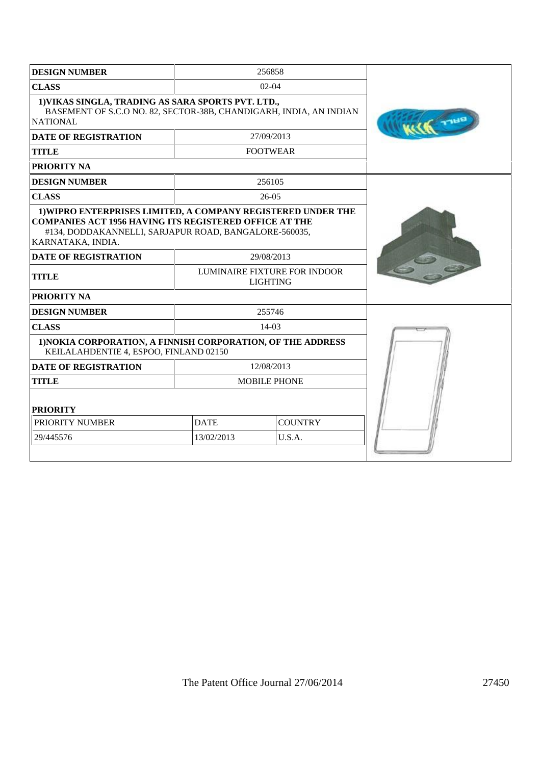| DESIGN NUMBER | 256858 |
| --- | --- |
| CLASS | 02-04 |
| 1)VIKAS SINGLA, TRADING AS SARA SPORTS PVT. LTD., BASEMENT OF S.C.O NO. 82, SECTOR-38B, CHANDIGARH, INDIA, AN INDIAN NATIONAL | |
| DATE OF REGISTRATION | 27/09/2013 |
| TITLE | FOOTWEAR |
| PRIORITY NA | |

| DESIGN NUMBER | 256105 |
| --- | --- |
| CLASS | 26-05 |
| 1)WIPRO ENTERPRISES LIMITED, A COMPANY REGISTERED UNDER THE COMPANIES ACT 1956 HAVING ITS REGISTERED OFFICE AT THE #134, DODDAKANNELLI, SARJAPUR ROAD, BANGALORE-560035, KARNATAKA, INDIA. | |
| DATE OF REGISTRATION | 29/08/2013 |
| TITLE | LUMINAIRE FIXTURE FOR INDOOR LIGHTING |
| PRIORITY NA | |

| DESIGN NUMBER | 255746 | |
| --- | --- | --- |
| CLASS | 14-03 | |
| 1)NOKIA CORPORATION, A FINNISH CORPORATION, OF THE ADDRESS KEILALAHDENTIE 4, ESPOO, FINLAND 02150 | | |
| DATE OF REGISTRATION | 12/08/2013 | |
| TITLE | MOBILE PHONE | |
| PRIORITY | | |
| PRIORITY NUMBER | DATE | COUNTRY |
| 29/445576 | 13/02/2013 | U.S.A. |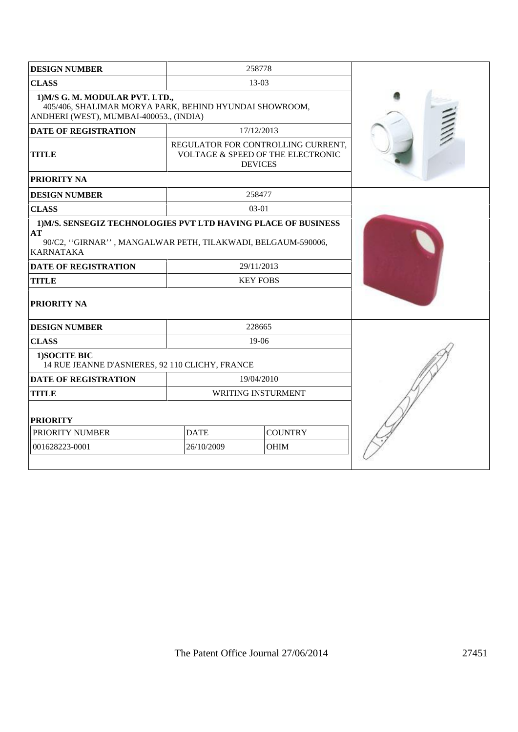| DESIGN NUMBER | 258778 |
|---|---|
| CLASS | 13-03 |
| **1)M/S G. M. MODULAR PVT. LTD.,** 405/406, SHALIMAR MORYA PARK, BEHIND HYUNDAI SHOWROOM, ANDHERI (WEST), MUMBAI-400053., (INDIA) | |
| DATE OF REGISTRATION | 17/12/2013 |
| TITLE | REGULATOR FOR CONTROLLING CURRENT, VOLTAGE & SPEED OF THE ELECTRONIC DEVICES |
| PRIORITY NA | |

| DESIGN NUMBER | 258477 |
|---|---|
| CLASS | 03-01 |
| **1)M/S. SENSEGIZ TECHNOLOGIES PVT LTD HAVING PLACE OF BUSINESS AT** 90/C2, ''GIRNAR'' , MANGALWAR PETH, TILAKWADI, BELGAUM-590006, KARNATAKA | |
| DATE OF REGISTRATION | 29/11/2013 |
| TITLE | KEY FOBS |
| PRIORITY NA | |

| DESIGN NUMBER | 228665 |
|---|---|
| CLASS | 19-06 |
| **1)SOCITE BIC** 14 RUE JEANNE D'ASNIERES, 92 110 CLICHY, FRANCE | |
| DATE OF REGISTRATION | 19/04/2010 |
| TITLE | WRITING INSTURMENT |

**PRIORITY**

| PRIORITY NUMBER | DATE | COUNTRY |
|---|---|---|
| 001628223-0001 | 26/10/2009 | OHIM |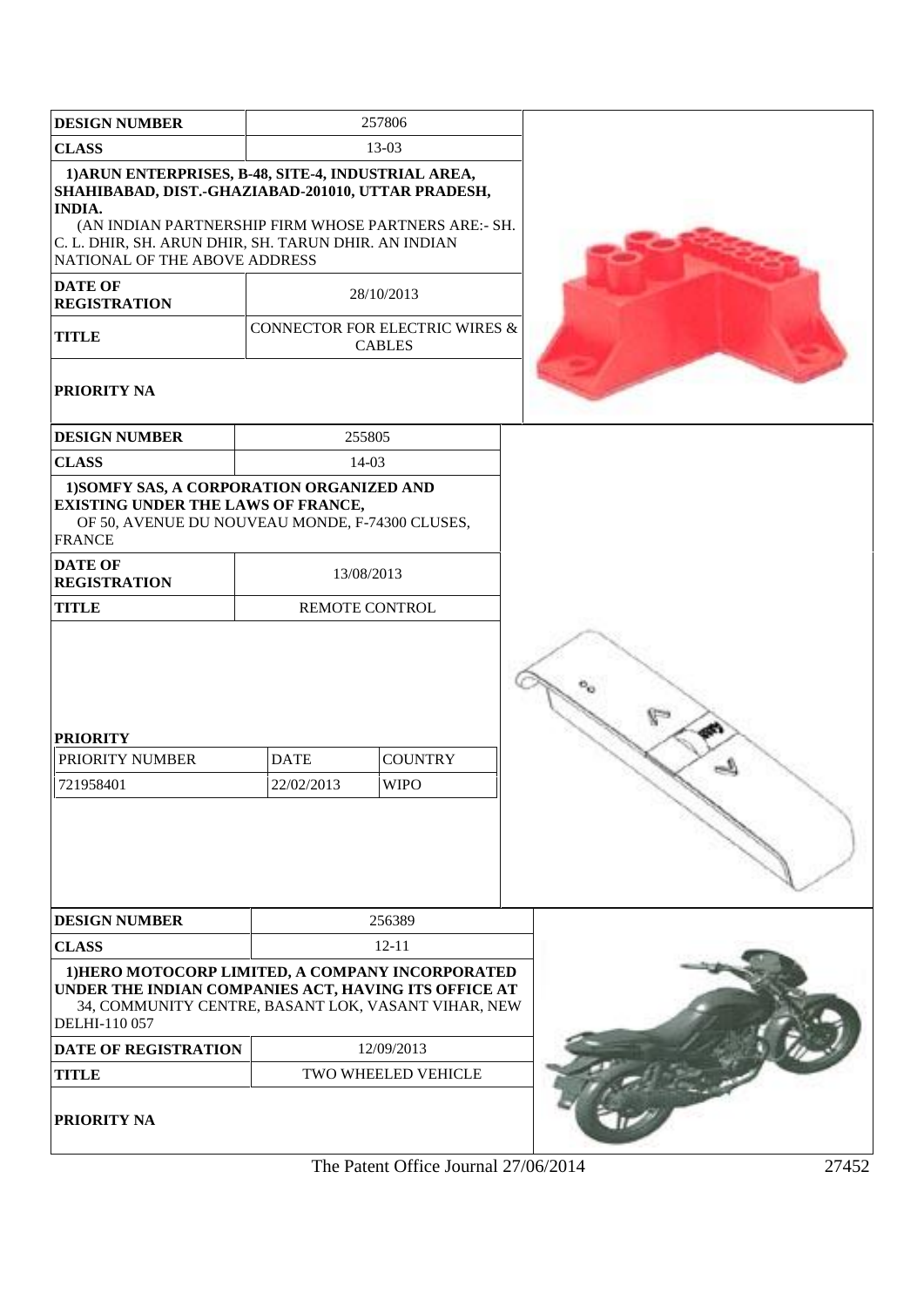| DESIGN NUMBER | 257806 |
|---|---|
| CLASS | 13-03 |
| 1)ARUN ENTERPRISES, B-48, SITE-4, INDUSTRIAL AREA, SHAHIBABAD, DIST.-GHAZIABAD-201010, UTTAR PRADESH, INDIA. (AN INDIAN PARTNERSHIP FIRM WHOSE PARTNERS ARE:- SH. C. L. DHIR, SH. ARUN DHIR, SH. TARUN DHIR. AN INDIAN NATIONAL OF THE ABOVE ADDRESS | |
| DATE OF REGISTRATION | 28/10/2013 |
| TITLE | CONNECTOR FOR ELECTRIC WIRES & CABLES |
| PRIORITY NA | |

| DESIGN NUMBER | 255805 |
|---|---|
| CLASS | 14-03 |
| 1)SOMFY SAS, A CORPORATION ORGANIZED AND EXISTING UNDER THE LAWS OF FRANCE, OF 50, AVENUE DU NOUVEAU MONDE, F-74300 CLUSES, FRANCE | |
| DATE OF REGISTRATION | 13/08/2013 |
| TITLE | REMOTE CONTROL |

**PRIORITY**

| PRIORITY NUMBER | DATE | COUNTRY |
|---|---|---|
| 721958401 | 22/02/2013 | WIPO |

| DESIGN NUMBER | 256389 |
|---|---|
| CLASS | 12-11 |
| 1)HERO MOTOCORP LIMITED, A COMPANY INCORPORATED UNDER THE INDIAN COMPANIES ACT, HAVING ITS OFFICE AT 34, COMMUNITY CENTRE, BASANT LOK, VASANT VIHAR, NEW DELHI-110 057 | |
| DATE OF REGISTRATION | 12/09/2013 |
| TITLE | TWO WHEELED VEHICLE |
| PRIORITY NA | |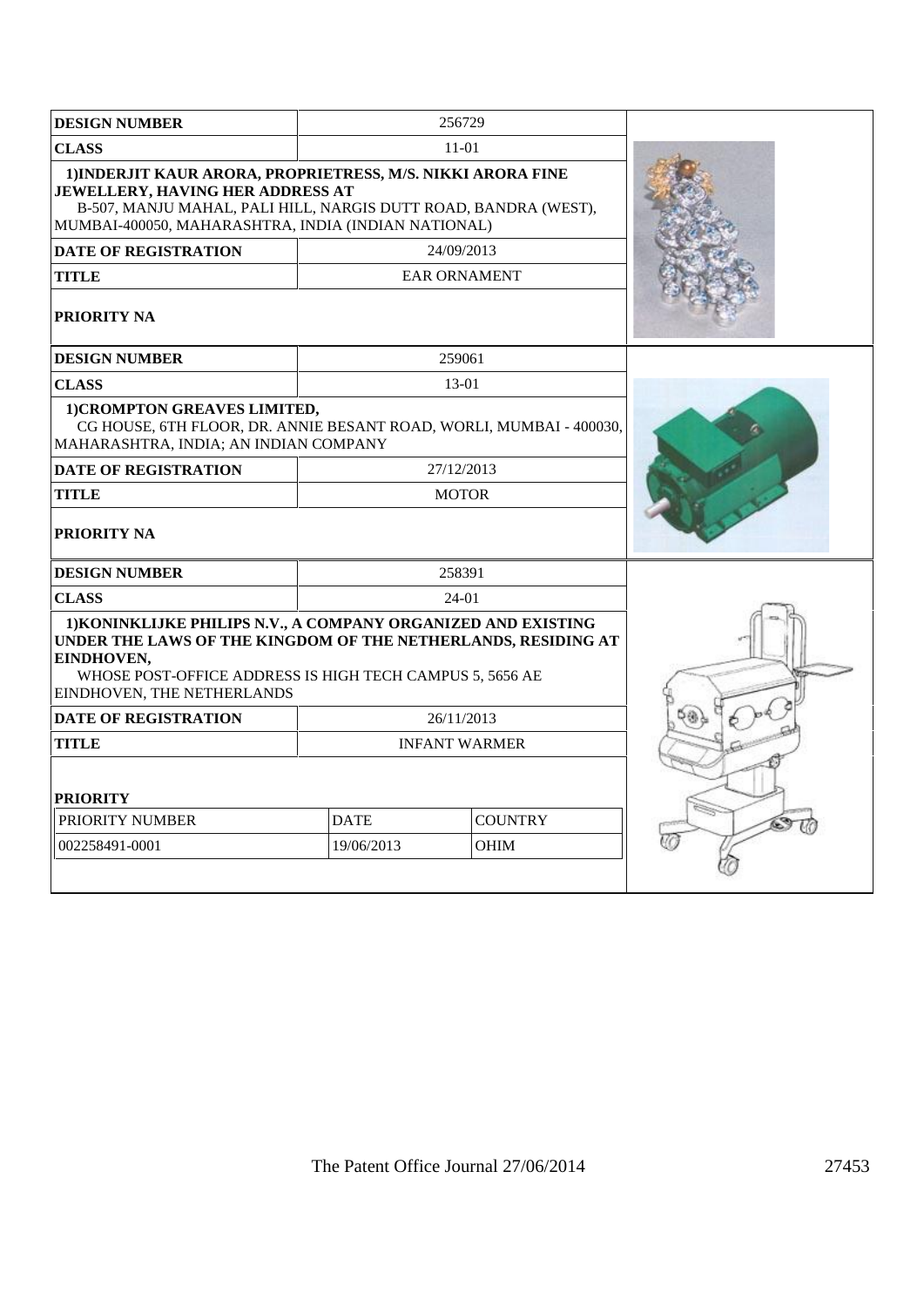| DESIGN NUMBER | 256729 |
| --- | --- |
| CLASS | 11-01 |
| 1)INDERJIT KAUR ARORA, PROPRIETRESS, M/S. NIKKI ARORA FINE JEWELLERY, HAVING HER ADDRESS AT<br>B-507, MANJU MAHAL, PALI HILL, NARGIS DUTT ROAD, BANDRA (WEST), MUMBAI-400050, MAHARASHTRA, INDIA (INDIAN NATIONAL) | |
| DATE OF REGISTRATION | 24/09/2013 |
| TITLE | EAR ORNAMENT |
| PRIORITY NA | |

| DESIGN NUMBER | 259061 |
| --- | --- |
| CLASS | 13-01 |
| 1)CROMPTON GREAVES LIMITED,<br>CG HOUSE, 6TH FLOOR, DR. ANNIE BESANT ROAD, WORLI, MUMBAI - 400030, MAHARASHTRA, INDIA; AN INDIAN COMPANY | |
| DATE OF REGISTRATION | 27/12/2013 |
| TITLE | MOTOR |
| PRIORITY NA | |

| DESIGN NUMBER | 258391 | |
| --- | --- | --- |
| CLASS | 24-01 | |
| 1)KONINKLIJKE PHILIPS N.V., A COMPANY ORGANIZED AND EXISTING UNDER THE LAWS OF THE KINGDOM OF THE NETHERLANDS, RESIDING AT EINDHOVEN,<br>WHOSE POST-OFFICE ADDRESS IS HIGH TECH CAMPUS 5, 5656 AE EINDHOVEN, THE NETHERLANDS | | |
| DATE OF REGISTRATION | 26/11/2013 | |
| TITLE | INFANT WARMER | |
| PRIORITY | | |
| PRIORITY NUMBER | DATE | COUNTRY |
| 002258491-0001 | 19/06/2013 | OHIM |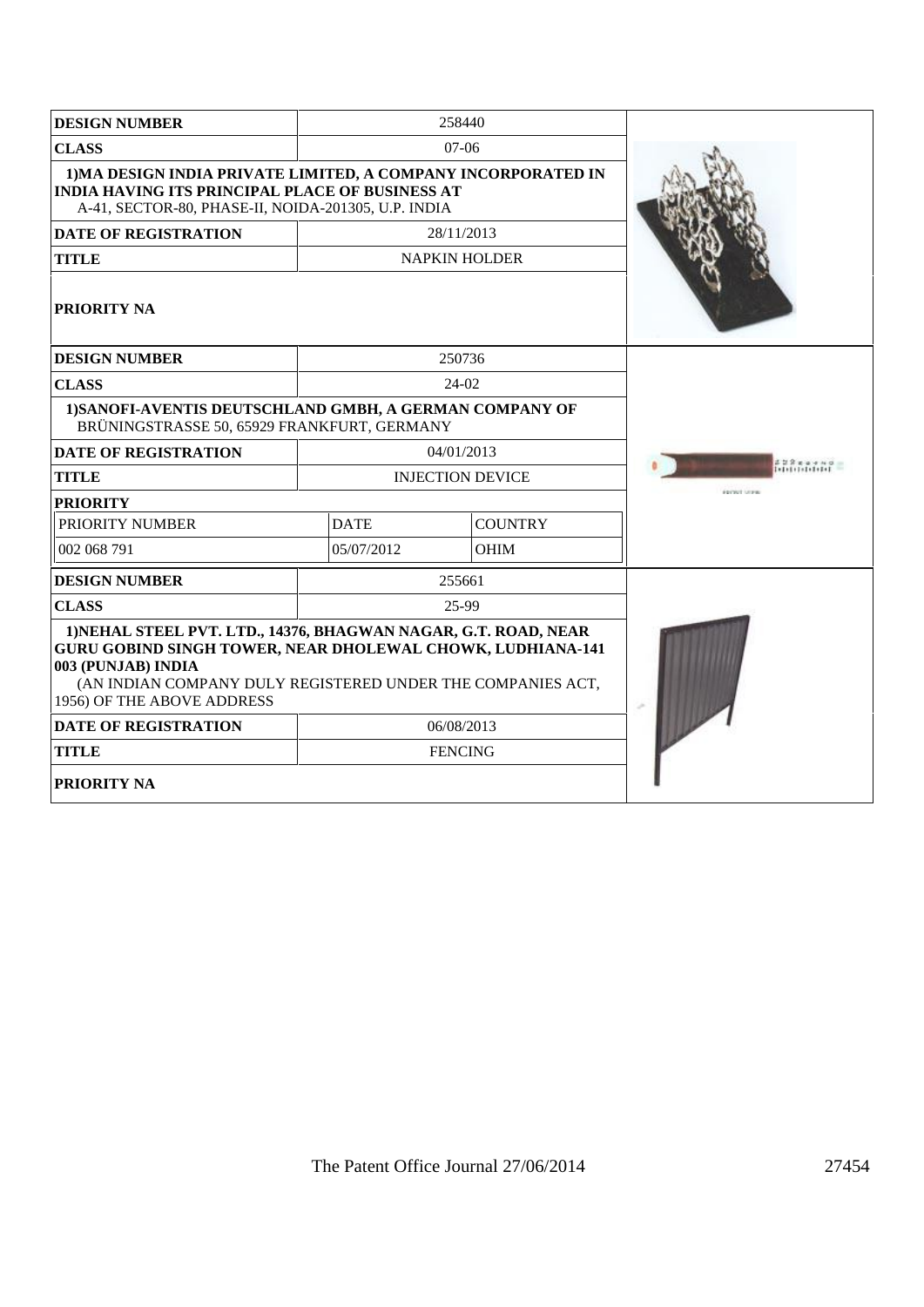| DESIGN NUMBER | 258440 |
| --- | --- |
| CLASS | 07-06 |
| 1)MA DESIGN INDIA PRIVATE LIMITED, A COMPANY INCORPORATED IN INDIA HAVING ITS PRINCIPAL PLACE OF BUSINESS AT A-41, SECTOR-80, PHASE-II, NOIDA-201305, U.P. INDIA | |
| DATE OF REGISTRATION | 28/11/2013 |
| TITLE | NAPKIN HOLDER |
| PRIORITY NA | |

| DESIGN NUMBER | 250736 | |
| --- | --- | --- |
| CLASS | 24-02 | |
| 1)SANOFI-AVENTIS DEUTSCHLAND GMBH, A GERMAN COMPANY OF BRÜNINGSTRASSE 50, 65929 FRANKFURT, GERMANY | | |
| DATE OF REGISTRATION | 04/01/2013 | |
| TITLE | INJECTION DEVICE | |
| PRIORITY | | |
| PRIORITY NUMBER | DATE | COUNTRY |
| 002 068 791 | 05/07/2012 | OHIM |

| DESIGN NUMBER | 255661 |
| --- | --- |
| CLASS | 25-99 |
| 1)NEHAL STEEL PVT. LTD., 14376, BHAGWAN NAGAR, G.T. ROAD, NEAR GURU GOBIND SINGH TOWER, NEAR DHOLEWAL CHOWK, LUDHIANA-141 003 (PUNJAB) INDIA (AN INDIAN COMPANY DULY REGISTERED UNDER THE COMPANIES ACT, 1956) OF THE ABOVE ADDRESS | |
| DATE OF REGISTRATION | 06/08/2013 |
| TITLE | FENCING |
| PRIORITY NA | |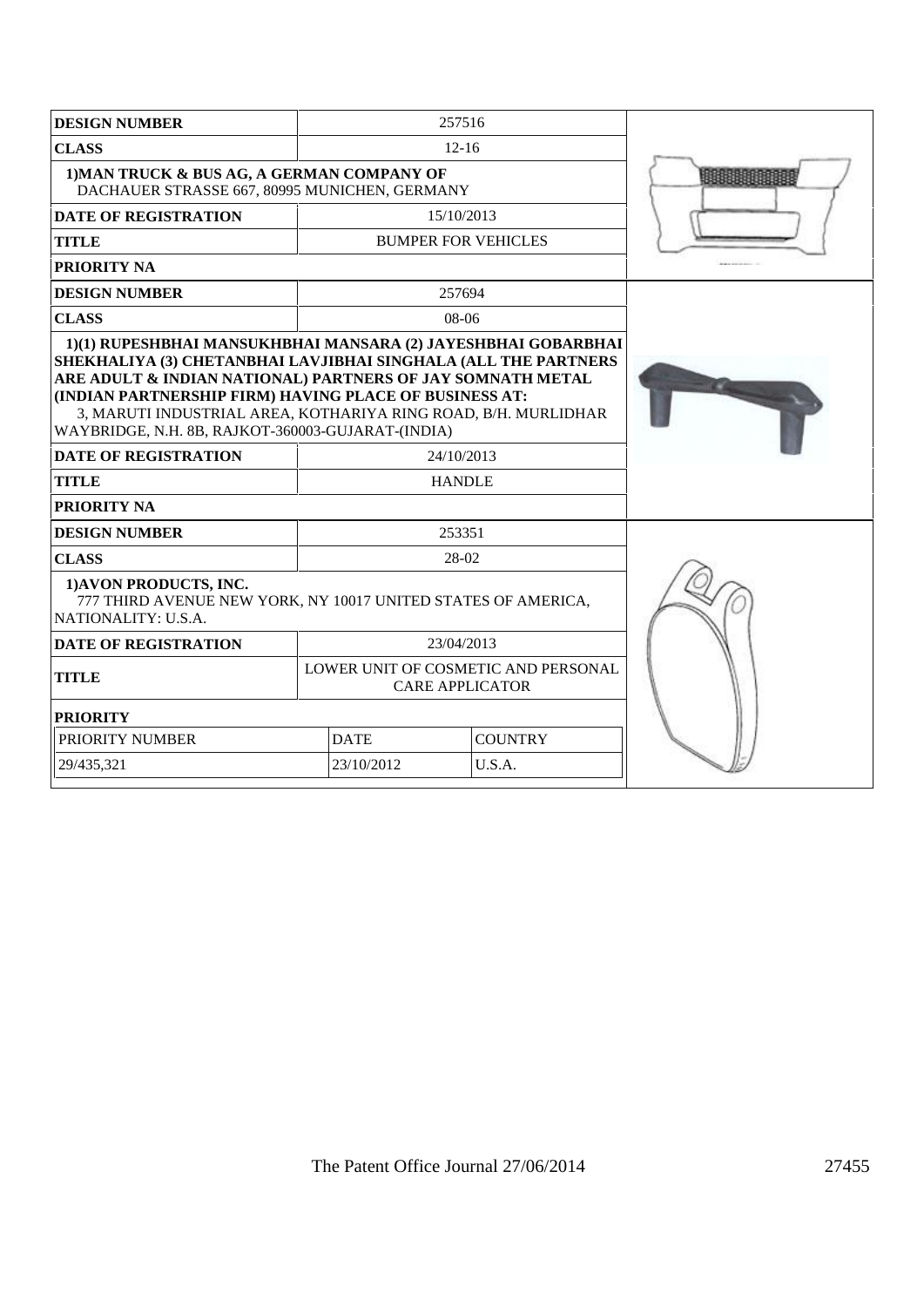| DESIGN NUMBER | 257516 |
|---|---|
| CLASS | 12-16 |
| 1)MAN TRUCK & BUS AG, A GERMAN COMPANY OF DACHAUER STRASSE 667, 80995 MUNICHEN, GERMANY | |
| DATE OF REGISTRATION | 15/10/2013 |
| TITLE | BUMPER FOR VEHICLES |
| PRIORITY NA | |

| DESIGN NUMBER | 257694 |
|---|---|
| CLASS | 08-06 |
| 1)(1) RUPESHBHAI MANSUKHBHAI MANSARA (2) JAYESHBHAI GOBARBHAI SHEKHALIYA (3) CHETANBHAI LAVJIBHAI SINGHALA (ALL THE PARTNERS ARE ADULT & INDIAN NATIONAL) PARTNERS OF JAY SOMNATH METAL (INDIAN PARTNERSHIP FIRM) HAVING PLACE OF BUSINESS AT: 3, MARUTI INDUSTRIAL AREA, KOTHARIYA RING ROAD, B/H. MURLIDHAR WAYBRIDGE, N.H. 8B, RAJKOT-360003-GUJARAT-(INDIA) | |
| DATE OF REGISTRATION | 24/10/2013 |
| TITLE | HANDLE |
| PRIORITY NA | |

| DESIGN NUMBER | 253351 | |
|---|---|---|
| CLASS | 28-02 | |
| 1)AVON PRODUCTS, INC. 777 THIRD AVENUE NEW YORK, NY 10017 UNITED STATES OF AMERICA, NATIONALITY: U.S.A. | | |
| DATE OF REGISTRATION | 23/04/2013 | |
| TITLE | LOWER UNIT OF COSMETIC AND PERSONAL CARE APPLICATOR | |
| PRIORITY | | |
| PRIORITY NUMBER | DATE | COUNTRY |
| 29/435,321 | 23/10/2012 | U.S.A. |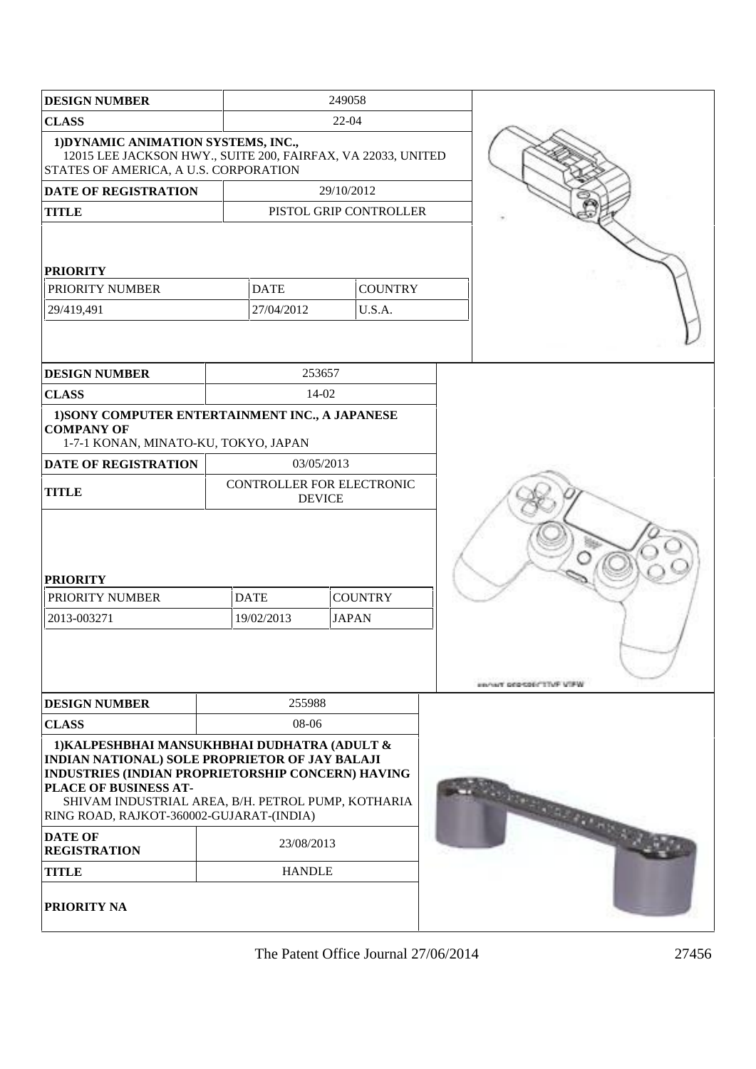| DESIGN NUMBER | 249058 | |
|---|---|---|
| CLASS | 22-04 | |
| 1)DYNAMIC ANIMATION SYSTEMS, INC., 12015 LEE JACKSON HWY., SUITE 200, FAIRFAX, VA 22033, UNITED STATES OF AMERICA, A U.S. CORPORATION | | |
| DATE OF REGISTRATION | 29/10/2012 | |
| TITLE | PISTOL GRIP CONTROLLER | |
| **PRIORITY** | | |
| PRIORITY NUMBER | DATE | COUNTRY |
| 29/419,491 | 27/04/2012 | U.S.A. |

| DESIGN NUMBER | 253657 | |
|---|---|---|
| CLASS | 14-02 | |
| 1)SONY COMPUTER ENTERTAINMENT INC., A JAPANESE COMPANY OF 1-7-1 KONAN, MINATO-KU, TOKYO, JAPAN | | |
| DATE OF REGISTRATION | 03/05/2013 | |
| TITLE | CONTROLLER FOR ELECTRONIC DEVICE | |
| **PRIORITY** | | |
| PRIORITY NUMBER | DATE | COUNTRY |
| 2013-003271 | 19/02/2013 | JAPAN |

FRONT PERSPECTIVE VIEW

| DESIGN NUMBER | 255988 |
|---|---|
| CLASS | 08-06 |
| 1)KALPESHBHAI MANSUKHBHAI DUDHATRA (ADULT & INDIAN NATIONAL) SOLE PROPRIETOR OF JAY BALAJI INDUSTRIES (INDIAN PROPRIETORSHIP CONCERN) HAVING PLACE OF BUSINESS AT- SHIVAM INDUSTRIAL AREA, B/H. PETROL PUMP, KOTHARIA RING ROAD, RAJKOT-360002-GUJARAT-(INDIA) | |
| DATE OF REGISTRATION | 23/08/2013 |
| TITLE | HANDLE |
| **PRIORITY NA** | |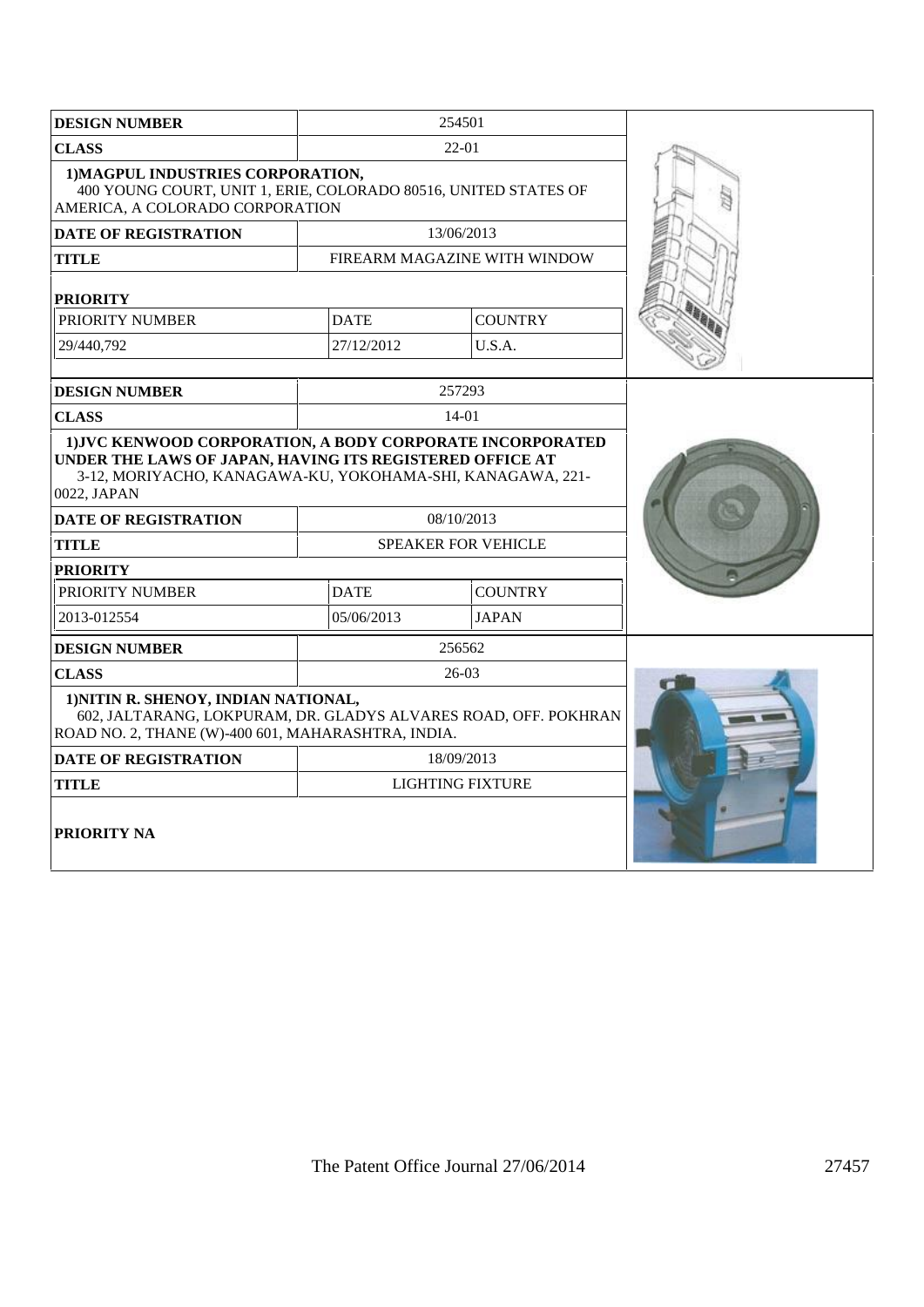| DESIGN NUMBER | 254501 | |
|---|---|---|
| CLASS | 22-01 | |
| **1)MAGPUL INDUSTRIES CORPORATION,** 400 YOUNG COURT, UNIT 1, ERIE, COLORADO 80516, UNITED STATES OF AMERICA, A COLORADO CORPORATION | | |
| DATE OF REGISTRATION | 13/06/2013 | |
| TITLE | FIREARM MAGAZINE WITH WINDOW | |
| **PRIORITY** | | |
| PRIORITY NUMBER | DATE | COUNTRY |
| 29/440,792 | 27/12/2012 | U.S.A. |

| DESIGN NUMBER | 257293 | |
|---|---|---|
| CLASS | 14-01 | |
| **1)JVC KENWOOD CORPORATION, A BODY CORPORATE INCORPORATED UNDER THE LAWS OF JAPAN, HAVING ITS REGISTERED OFFICE AT** 3-12, MORIYACHO, KANAGAWA-KU, YOKOHAMA-SHI, KANAGAWA, 221-0022, JAPAN | | |
| DATE OF REGISTRATION | 08/10/2013 | |
| TITLE | SPEAKER FOR VEHICLE | |
| **PRIORITY** | | |
| PRIORITY NUMBER | DATE | COUNTRY |
| 2013-012554 | 05/06/2013 | JAPAN |

| DESIGN NUMBER | 256562 |
|---|---|
| CLASS | 26-03 |
| **1)NITIN R. SHENOY, INDIAN NATIONAL,** 602, JALTARANG, LOKPURAM, DR. GLADYS ALVARES ROAD, OFF. POKHRAN ROAD NO. 2, THANE (W)-400 601, MAHARASHTRA, INDIA. | |
| DATE OF REGISTRATION | 18/09/2013 |
| TITLE | LIGHTING FIXTURE |
| **PRIORITY NA** | |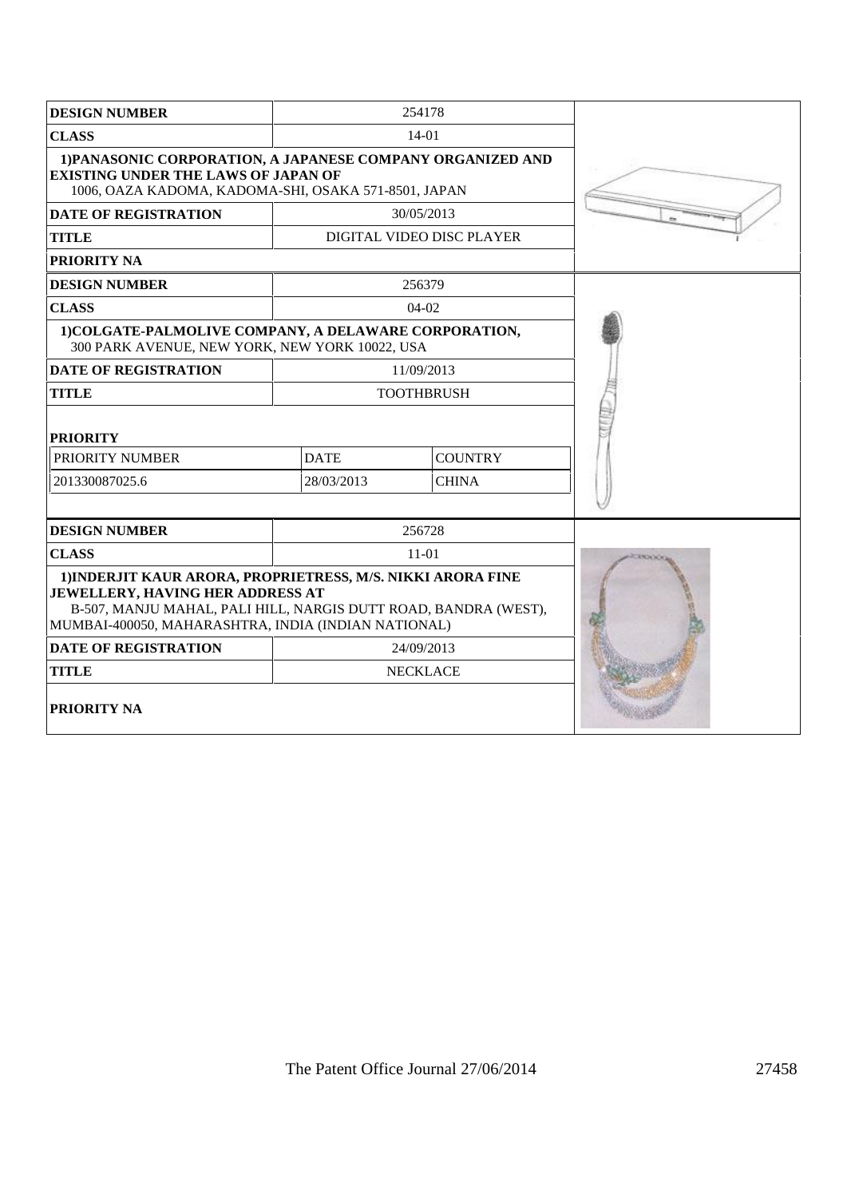| DESIGN NUMBER | 254178 |
|---|---|
| CLASS | 14-01 |
| 1)PANASONIC CORPORATION, A JAPANESE COMPANY ORGANIZED AND EXISTING UNDER THE LAWS OF JAPAN OF 1006, OAZA KADOMA, KADOMA-SHI, OSAKA 571-8501, JAPAN | |
| DATE OF REGISTRATION | 30/05/2013 |
| TITLE | DIGITAL VIDEO DISC PLAYER |
| PRIORITY NA | |

| DESIGN NUMBER | 256379 | |
|---|---|---|
| CLASS | 04-02 | |
| 1)COLGATE-PALMOLIVE COMPANY, A DELAWARE CORPORATION, 300 PARK AVENUE, NEW YORK, NEW YORK 10022, USA | | |
| DATE OF REGISTRATION | 11/09/2013 | |
| TITLE | TOOTHBRUSH | |
| PRIORITY | | |
| PRIORITY NUMBER | DATE | COUNTRY |
| 201330087025.6 | 28/03/2013 | CHINA |

| DESIGN NUMBER | 256728 |
|---|---|
| CLASS | 11-01 |
| 1)INDERJIT KAUR ARORA, PROPRIETRESS, M/S. NIKKI ARORA FINE JEWELLERY, HAVING HER ADDRESS AT B-507, MANJU MAHAL, PALI HILL, NARGIS DUTT ROAD, BANDRA (WEST), MUMBAI-400050, MAHARASHTRA, INDIA (INDIAN NATIONAL) | |
| DATE OF REGISTRATION | 24/09/2013 |
| TITLE | NECKLACE |
| PRIORITY NA | |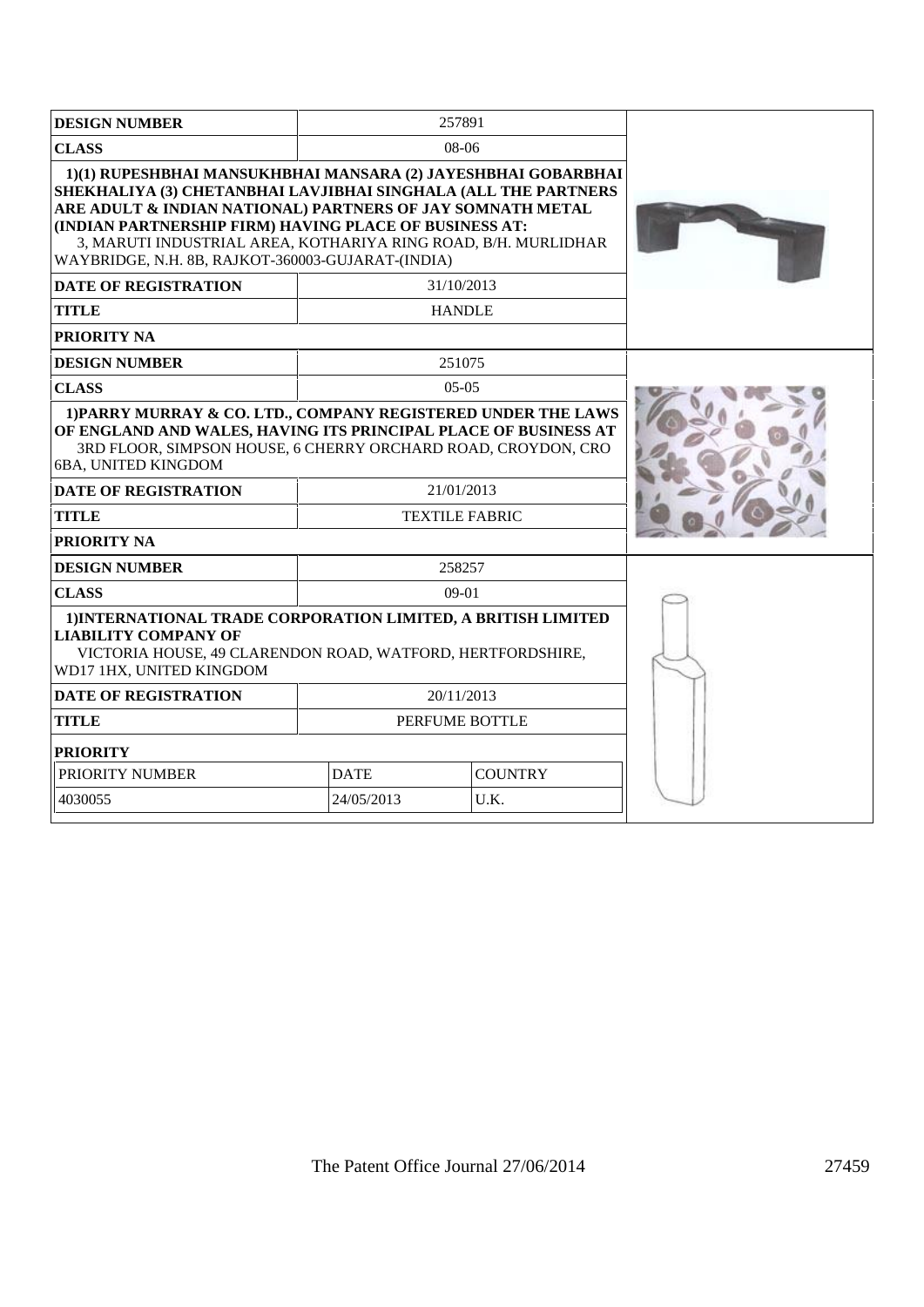| DESIGN NUMBER | 257891 |
|---|---|
| CLASS | 08-06 |
| **1)(1) RUPESHBHAI MANSUKHBHAI MANSARA (2) JAYESHBHAI GOBARBHAI SHEKHALIYA (3) CHETANBHAI LAVJIBHAI SINGHALA (ALL THE PARTNERS ARE ADULT & INDIAN NATIONAL) PARTNERS OF JAY SOMNATH METAL (INDIAN PARTNERSHIP FIRM) HAVING PLACE OF BUSINESS AT:** 3, MARUTI INDUSTRIAL AREA, KOTHARIYA RING ROAD, B/H. MURLIDHAR WAYBRIDGE, N.H. 8B, RAJKOT-360003-GUJARAT-(INDIA) | |
| DATE OF REGISTRATION | 31/10/2013 |
| TITLE | HANDLE |
| PRIORITY NA | |

| DESIGN NUMBER | 251075 |
|---|---|
| CLASS | 05-05 |
| **1)PARRY MURRAY & CO. LTD., COMPANY REGISTERED UNDER THE LAWS OF ENGLAND AND WALES, HAVING ITS PRINCIPAL PLACE OF BUSINESS AT** 3RD FLOOR, SIMPSON HOUSE, 6 CHERRY ORCHARD ROAD, CROYDON, CRO 6BA, UNITED KINGDOM | |
| DATE OF REGISTRATION | 21/01/2013 |
| TITLE | TEXTILE FABRIC |
| PRIORITY NA | |

| DESIGN NUMBER | 258257 | |
|---|---|---|
| CLASS | 09-01 | |
| **1)INTERNATIONAL TRADE CORPORATION LIMITED, A BRITISH LIMITED LIABILITY COMPANY OF** VICTORIA HOUSE, 49 CLARENDON ROAD, WATFORD, HERTFORDSHIRE, WD17 1HX, UNITED KINGDOM | | |
| DATE OF REGISTRATION | 20/11/2013 | |
| TITLE | PERFUME BOTTLE | |
| PRIORITY | | |
| PRIORITY NUMBER | DATE | COUNTRY |
| 4030055 | 24/05/2013 | U.K. |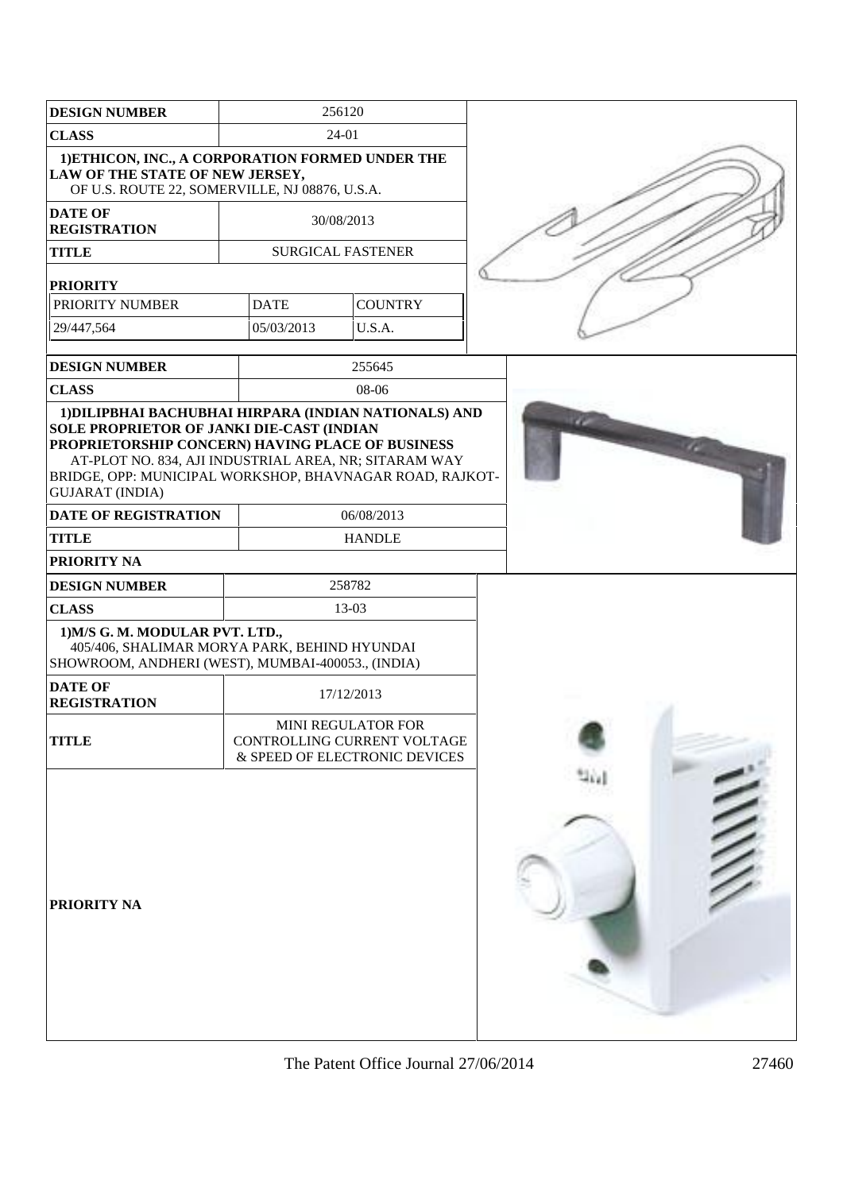| DESIGN NUMBER | 256120 | |
|---|---|---|
| CLASS | 24-01 | |
| 1)ETHICON, INC., A CORPORATION FORMED UNDER THE LAW OF THE STATE OF NEW JERSEY, OF U.S. ROUTE 22, SOMERVILLE, NJ 08876, U.S.A. | | |
| DATE OF REGISTRATION | 30/08/2013 | |
| TITLE | SURGICAL FASTENER | |
| PRIORITY | | |
| PRIORITY NUMBER | DATE | COUNTRY |
| 29/447,564 | 05/03/2013 | U.S.A. |

| DESIGN NUMBER | 255645 |
|---|---|
| CLASS | 08-06 |
| 1)DILIPBHAI BACHUBHAI HIRPARA (INDIAN NATIONALS) AND SOLE PROPRIETOR OF JANKI DIE-CAST (INDIAN PROPRIETORSHIP CONCERN) HAVING PLACE OF BUSINESS AT-PLOT NO. 834, AJI INDUSTRIAL AREA, NR; SITARAM WAY BRIDGE, OPP: MUNICIPAL WORKSHOP, BHAVNAGAR ROAD, RAJKOT-GUJARAT (INDIA) | |
| DATE OF REGISTRATION | 06/08/2013 |
| TITLE | HANDLE |
| PRIORITY NA | |

| DESIGN NUMBER | 258782 |
|---|---|
| CLASS | 13-03 |
| 1)M/S G. M. MODULAR PVT. LTD., 405/406, SHALIMAR MORYA PARK, BEHIND HYUNDAI SHOWROOM, ANDHERI (WEST), MUMBAI-400053., (INDIA) | |
| DATE OF REGISTRATION | 17/12/2013 |
| TITLE | MINI REGULATOR FOR CONTROLLING CURRENT VOLTAGE & SPEED OF ELECTRONIC DEVICES |
| PRIORITY NA | |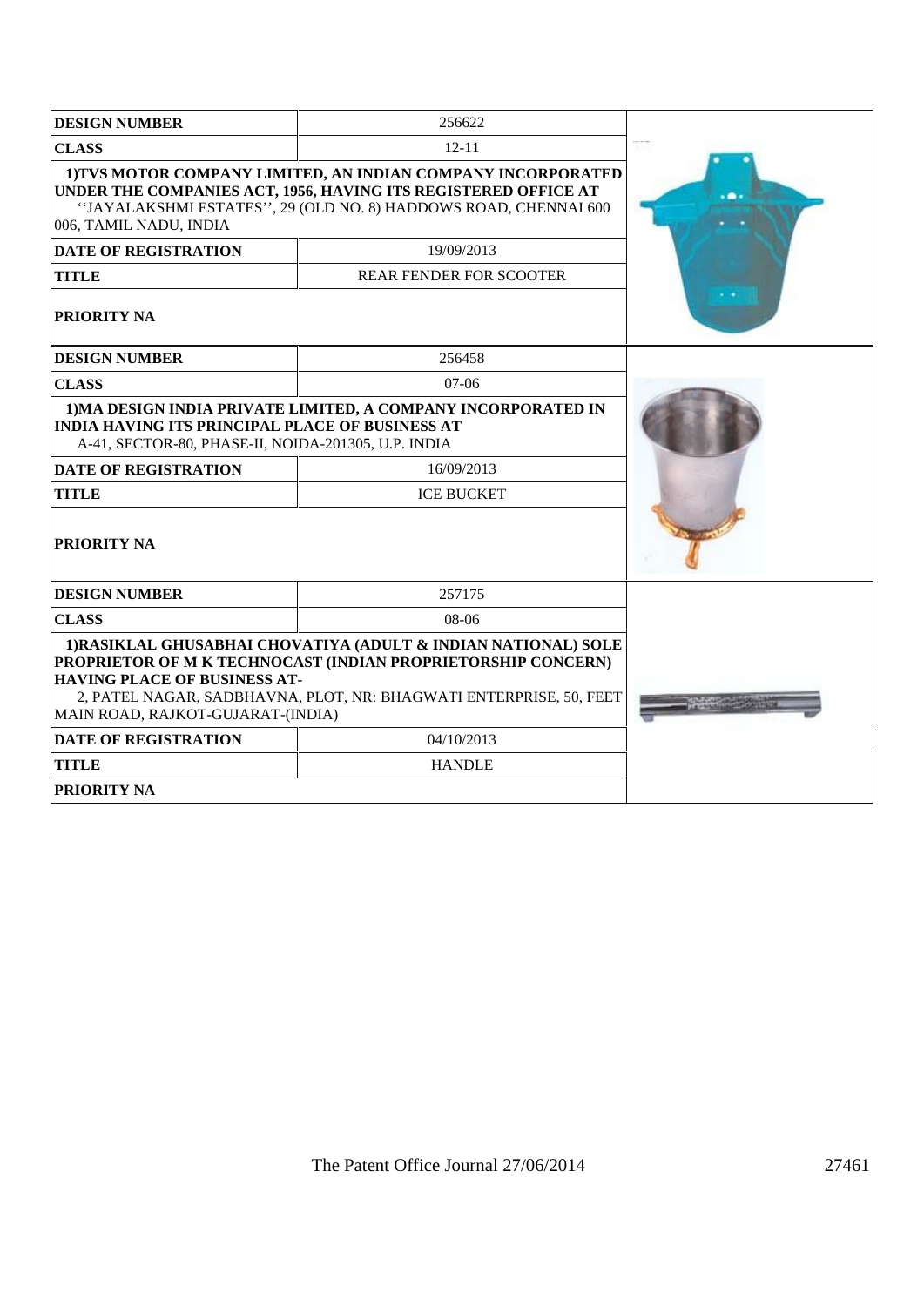| DESIGN NUMBER | 256622 |
|---|---|
| CLASS | 12-11 |
| 1)TVS MOTOR COMPANY LIMITED, AN INDIAN COMPANY INCORPORATED UNDER THE COMPANIES ACT, 1956, HAVING ITS REGISTERED OFFICE AT ''JAYALAKSHMI ESTATES'', 29 (OLD NO. 8) HADDOWS ROAD, CHENNAI 600 006, TAMIL NADU, INDIA | |
| DATE OF REGISTRATION | 19/09/2013 |
| TITLE | REAR FENDER FOR SCOOTER |
| PRIORITY NA | |

| DESIGN NUMBER | 256458 |
|---|---|
| CLASS | 07-06 |
| 1)MA DESIGN INDIA PRIVATE LIMITED, A COMPANY INCORPORATED IN INDIA HAVING ITS PRINCIPAL PLACE OF BUSINESS AT A-41, SECTOR-80, PHASE-II, NOIDA-201305, U.P. INDIA | |
| DATE OF REGISTRATION | 16/09/2013 |
| TITLE | ICE BUCKET |
| PRIORITY NA | |

| DESIGN NUMBER | 257175 |
|---|---|
| CLASS | 08-06 |
| 1)RASIKLAL GHUSABHAI CHOVATIYA (ADULT & INDIAN NATIONAL) SOLE PROPRIETOR OF M K TECHNOCAST (INDIAN PROPRIETORSHIP CONCERN) HAVING PLACE OF BUSINESS AT- 2, PATEL NAGAR, SADBHAVNA, PLOT, NR: BHAGWATI ENTERPRISE, 50, FEET MAIN ROAD, RAJKOT-GUJARAT-(INDIA) | |
| DATE OF REGISTRATION | 04/10/2013 |
| TITLE | HANDLE |
| PRIORITY NA | |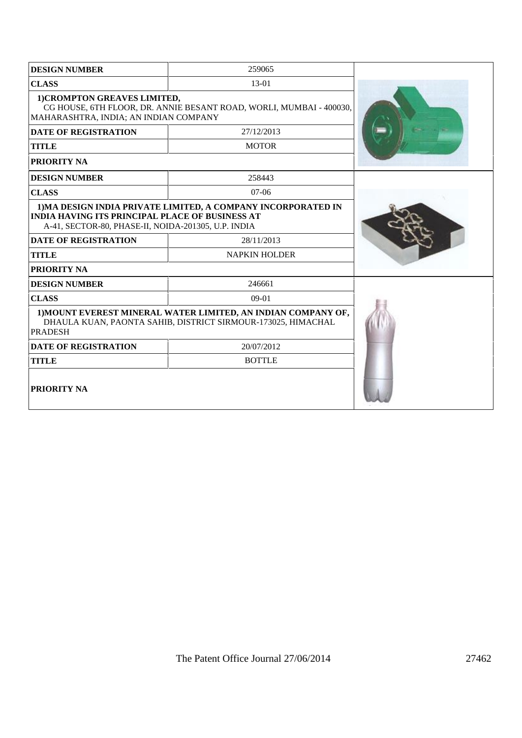| DESIGN NUMBER | 259065 |
|---|---|
| CLASS | 13-01 |
| 1)CROMPTON GREAVES LIMITED, CG HOUSE, 6TH FLOOR, DR. ANNIE BESANT ROAD, WORLI, MUMBAI - 400030, MAHARASHTRA, INDIA; AN INDIAN COMPANY | |
| DATE OF REGISTRATION | 27/12/2013 |
| TITLE | MOTOR |
| PRIORITY NA | |

| DESIGN NUMBER | 258443 |
|---|---|
| CLASS | 07-06 |
| 1)MA DESIGN INDIA PRIVATE LIMITED, A COMPANY INCORPORATED IN INDIA HAVING ITS PRINCIPAL PLACE OF BUSINESS AT A-41, SECTOR-80, PHASE-II, NOIDA-201305, U.P. INDIA | |
| DATE OF REGISTRATION | 28/11/2013 |
| TITLE | NAPKIN HOLDER |
| PRIORITY NA | |

| DESIGN NUMBER | 246661 |
|---|---|
| CLASS | 09-01 |
| 1)MOUNT EVEREST MINERAL WATER LIMITED, AN INDIAN COMPANY OF, DHAULA KUAN, PAONTA SAHIB, DISTRICT SIRMOUR-173025, HIMACHAL PRADESH | |
| DATE OF REGISTRATION | 20/07/2012 |
| TITLE | BOTTLE |
| PRIORITY NA | |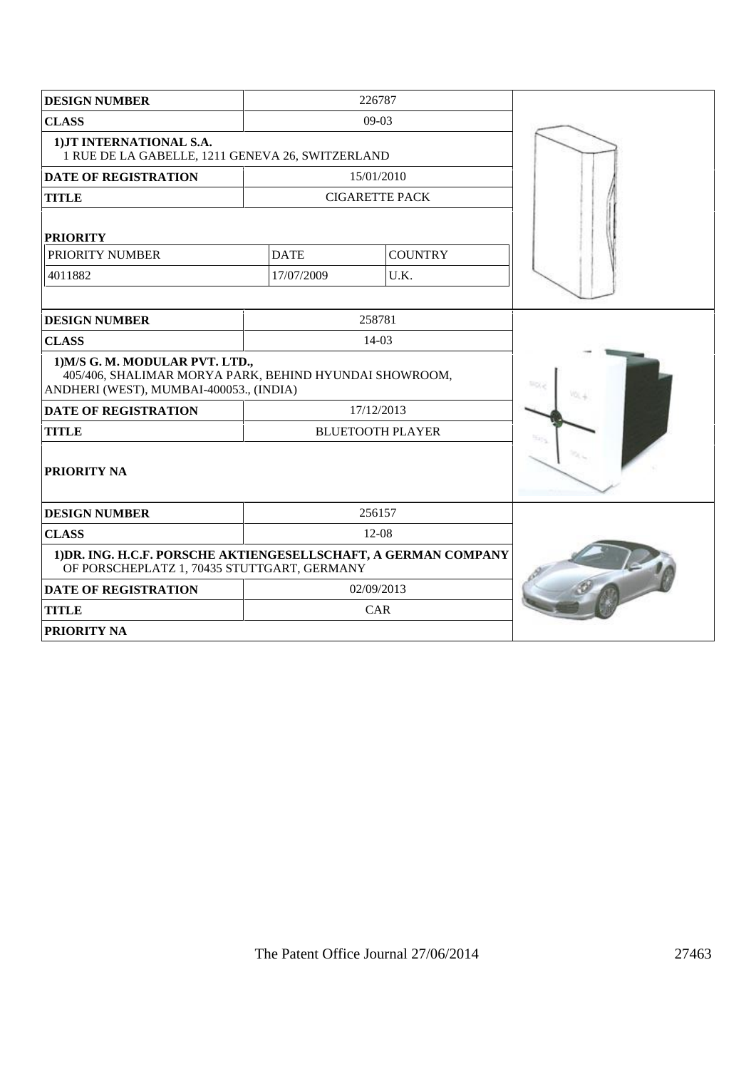| DESIGN NUMBER | 226787 | |
|---|---|---|
| CLASS | 09-03 | |
| 1)JT INTERNATIONAL S.A. 1 RUE DE LA GABELLE, 1211 GENEVA 26, SWITZERLAND | | |
| DATE OF REGISTRATION | 15/01/2010 | |
| TITLE | CIGARETTE PACK | |
| PRIORITY | | |
| PRIORITY NUMBER | DATE | COUNTRY |
| 4011882 | 17/07/2009 | U.K. |

| DESIGN NUMBER | 258781 |
|---|---|
| CLASS | 14-03 |
| 1)M/S G. M. MODULAR PVT. LTD., 405/406, SHALIMAR MORYA PARK, BEHIND HYUNDAI SHOWROOM, ANDHERI (WEST), MUMBAI-400053., (INDIA) | |
| DATE OF REGISTRATION | 17/12/2013 |
| TITLE | BLUETOOTH PLAYER |
| PRIORITY NA | |

| DESIGN NUMBER | 256157 |
|---|---|
| CLASS | 12-08 |
| 1)DR. ING. H.C.F. PORSCHE AKTIENGESELLSCHAFT, A GERMAN COMPANY OF PORSCHEPLATZ 1, 70435 STUTTGART, GERMANY | |
| DATE OF REGISTRATION | 02/09/2013 |
| TITLE | CAR |
| PRIORITY NA | |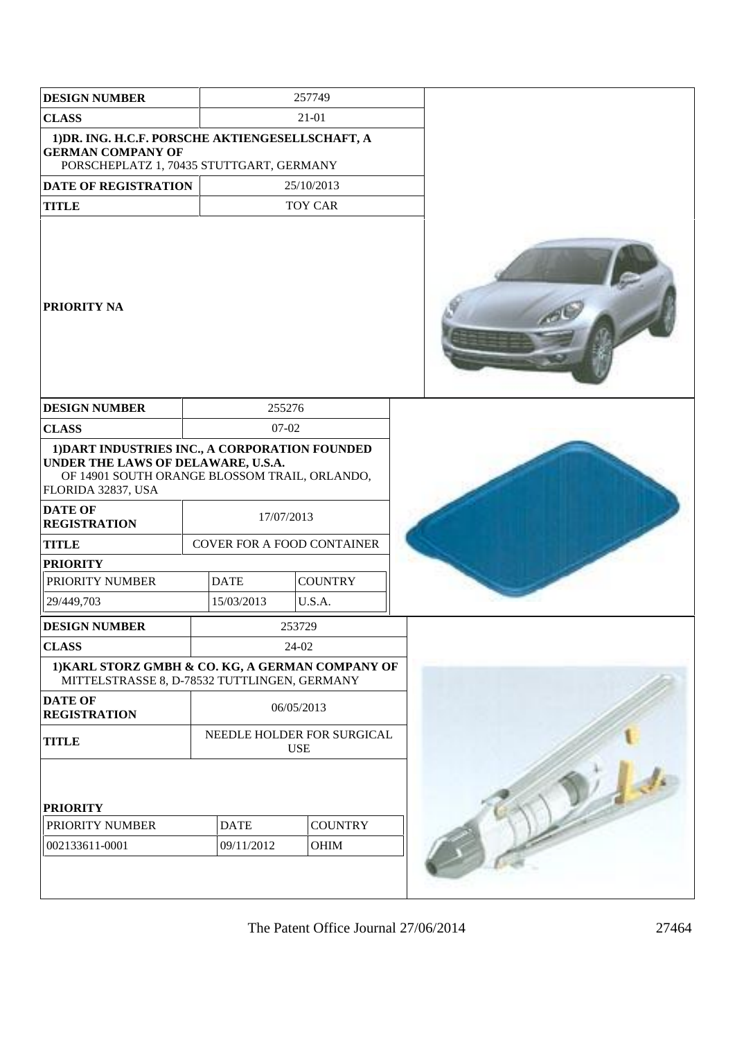| DESIGN NUMBER | 257749 |
| --- | --- |
| CLASS | 21-01 |
| 1)DR. ING. H.C.F. PORSCHE AKTIENGESELLSCHAFT, A GERMAN COMPANY OF PORSCHEPLATZ 1, 70435 STUTTGART, GERMANY | |
| DATE OF REGISTRATION | 25/10/2013 |
| TITLE | TOY CAR |
| PRIORITY NA | |

| DESIGN NUMBER | 255276 | |
| --- | --- | --- |
| CLASS | 07-02 | |
| 1)DART INDUSTRIES INC., A CORPORATION FOUNDED UNDER THE LAWS OF DELAWARE, U.S.A. OF 14901 SOUTH ORANGE BLOSSOM TRAIL, ORLANDO, FLORIDA 32837, USA | | |
| DATE OF REGISTRATION | 17/07/2013 | |
| TITLE | COVER FOR A FOOD CONTAINER | |
| PRIORITY | | |
| PRIORITY NUMBER | DATE | COUNTRY |
| 29/449,703 | 15/03/2013 | U.S.A. |

| DESIGN NUMBER | 253729 | |
| --- | --- | --- |
| CLASS | 24-02 | |
| 1)KARL STORZ GMBH & CO. KG, A GERMAN COMPANY OF MITTELSTRASSE 8, D-78532 TUTTLINGEN, GERMANY | | |
| DATE OF REGISTRATION | 06/05/2013 | |
| TITLE | NEEDLE HOLDER FOR SURGICAL USE | |
| PRIORITY | | |
| PRIORITY NUMBER | DATE | COUNTRY |
| 002133611-0001 | 09/11/2012 | OHIM |

The Patent Office Journal 27/06/2014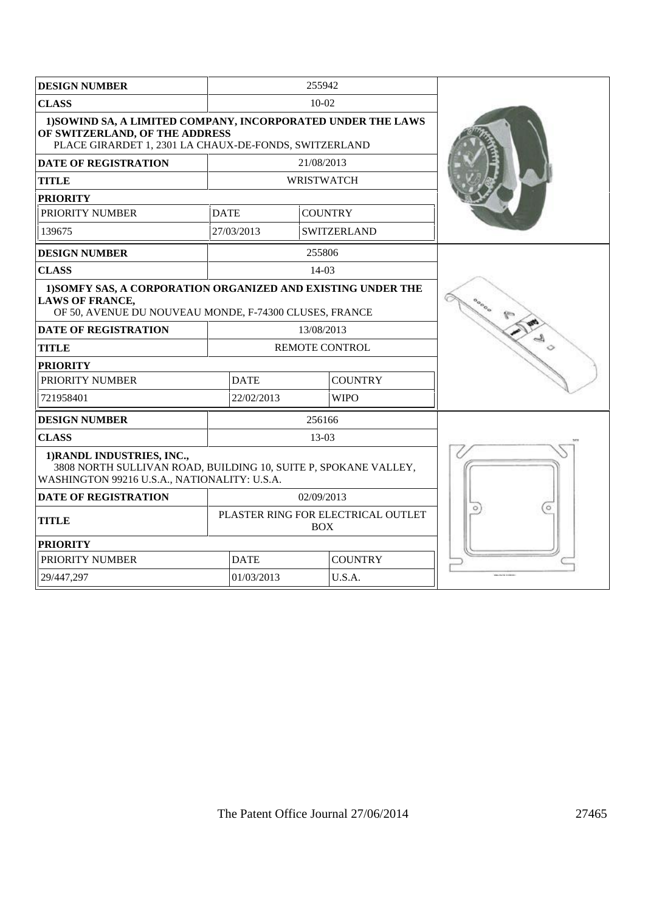| DESIGN NUMBER | 255942 | |
|---|---|---|
| CLASS | 10-02 | |
| 1)SOWIND SA, A LIMITED COMPANY, INCORPORATED UNDER THE LAWS OF SWITZERLAND, OF THE ADDRESS PLACE GIRARDET 1, 2301 LA CHAUX-DE-FONDS, SWITZERLAND | | |
| DATE OF REGISTRATION | 21/08/2013 | |
| TITLE | WRISTWATCH | |
| PRIORITY | | |
| PRIORITY NUMBER | DATE | COUNTRY |
| 139675 | 27/03/2013 | SWITZERLAND |

| DESIGN NUMBER | 255806 | |
|---|---|---|
| CLASS | 14-03 | |
| 1)SOMFY SAS, A CORPORATION ORGANIZED AND EXISTING UNDER THE LAWS OF FRANCE, OF 50, AVENUE DU NOUVEAU MONDE, F-74300 CLUSES, FRANCE | | |
| DATE OF REGISTRATION | 13/08/2013 | |
| TITLE | REMOTE CONTROL | |
| PRIORITY | | |
| PRIORITY NUMBER | DATE | COUNTRY |
| 721958401 | 22/02/2013 | WIPO |

| DESIGN NUMBER | 256166 | |
|---|---|---|
| CLASS | 13-03 | |
| 1)RANDL INDUSTRIES, INC., 3808 NORTH SULLIVAN ROAD, BUILDING 10, SUITE P, SPOKANE VALLEY, WASHINGTON 99216 U.S.A., NATIONALITY: U.S.A. | | |
| DATE OF REGISTRATION | 02/09/2013 | |
| TITLE | PLASTER RING FOR ELECTRICAL OUTLET BOX | |
| PRIORITY | | |
| PRIORITY NUMBER | DATE | COUNTRY |
| 29/447,297 | 01/03/2013 | U.S.A. |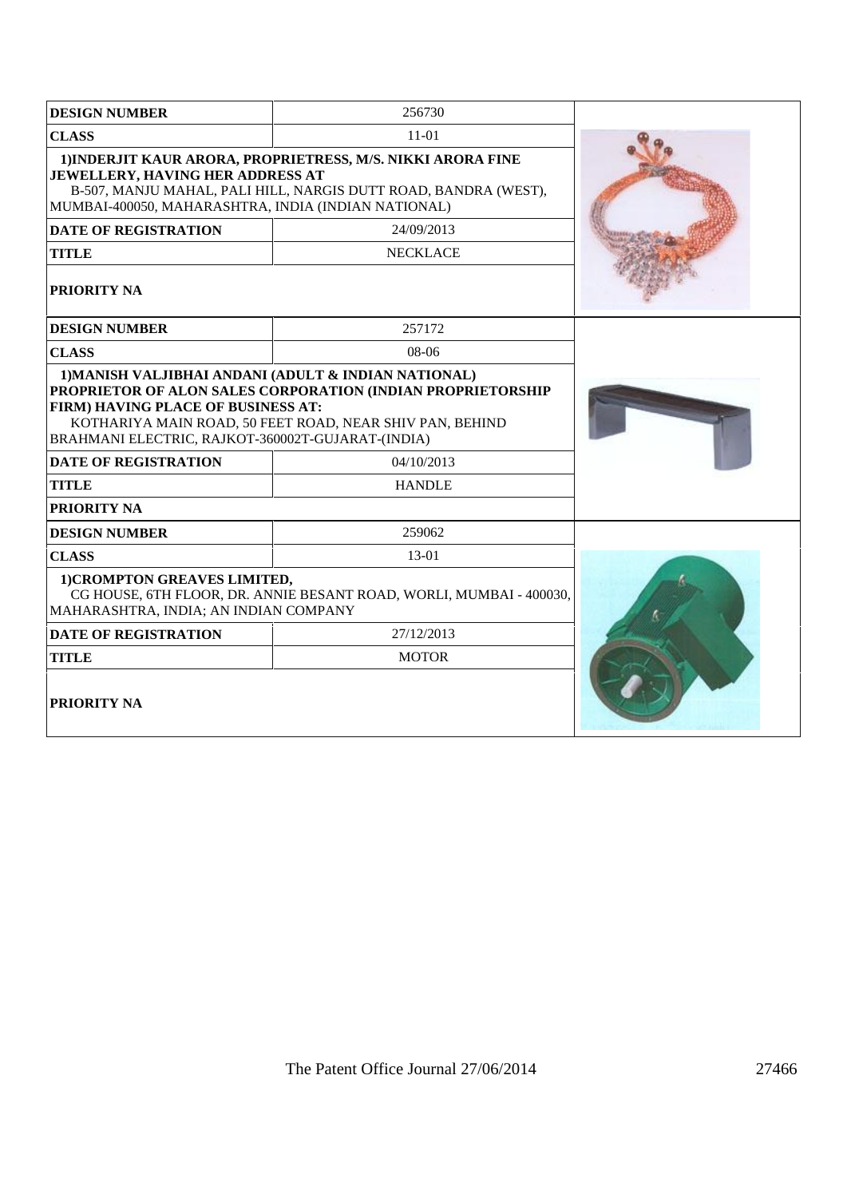| DESIGN NUMBER | 256730 |
|---|---|
| CLASS | 11-01 |
| **1)INDERJIT KAUR ARORA, PROPRIETRESS, M/S. NIKKI ARORA FINE JEWELLERY, HAVING HER ADDRESS AT** B-507, MANJU MAHAL, PALI HILL, NARGIS DUTT ROAD, BANDRA (WEST), MUMBAI-400050, MAHARASHTRA, INDIA (INDIAN NATIONAL) | |
| DATE OF REGISTRATION | 24/09/2013 |
| TITLE | NECKLACE |
| PRIORITY NA | |

| DESIGN NUMBER | 257172 |
|---|---|
| CLASS | 08-06 |
| **1)MANISH VALJIBHAI ANDANI (ADULT & INDIAN NATIONAL) PROPRIETOR OF ALON SALES CORPORATION (INDIAN PROPRIETORSHIP FIRM) HAVING PLACE OF BUSINESS AT:** KOTHARIYA MAIN ROAD, 50 FEET ROAD, NEAR SHIV PAN, BEHIND BRAHMANI ELECTRIC, RAJKOT-360002T-GUJARAT-(INDIA) | |
| DATE OF REGISTRATION | 04/10/2013 |
| TITLE | HANDLE |
| PRIORITY NA | |

| DESIGN NUMBER | 259062 |
|---|---|
| CLASS | 13-01 |
| **1)CROMPTON GREAVES LIMITED,** CG HOUSE, 6TH FLOOR, DR. ANNIE BESANT ROAD, WORLI, MUMBAI - 400030, MAHARASHTRA, INDIA; AN INDIAN COMPANY | |
| DATE OF REGISTRATION | 27/12/2013 |
| TITLE | MOTOR |
| PRIORITY NA | |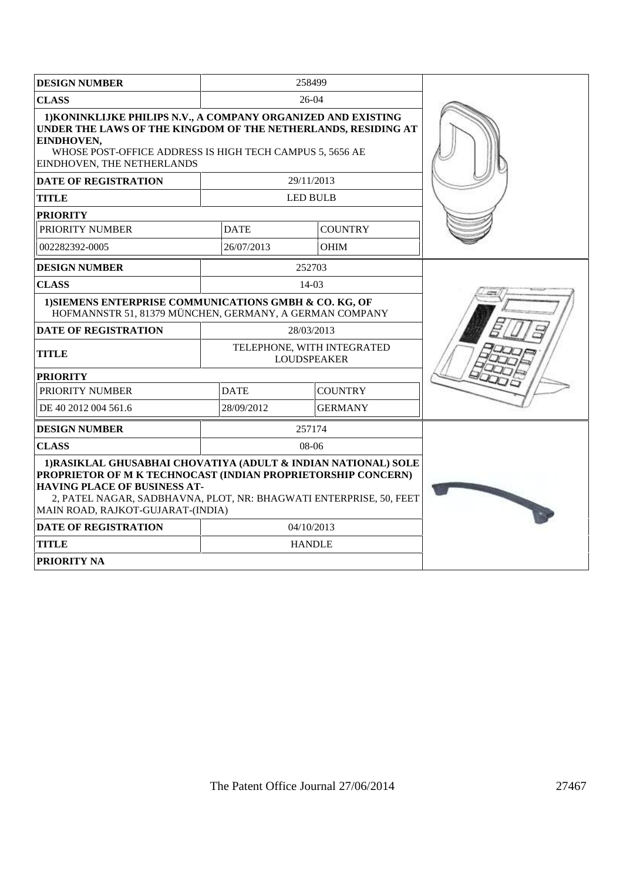| DESIGN NUMBER | 258499 | |
|---|---|---|
| CLASS | 26-04 | |
| 1)KONINKLIJKE PHILIPS N.V., A COMPANY ORGANIZED AND EXISTING UNDER THE LAWS OF THE KINGDOM OF THE NETHERLANDS, RESIDING AT EINDHOVEN, WHOSE POST-OFFICE ADDRESS IS HIGH TECH CAMPUS 5, 5656 AE EINDHOVEN, THE NETHERLANDS | | |
| DATE OF REGISTRATION | 29/11/2013 | |
| TITLE | LED BULB | |
| PRIORITY | | |
| PRIORITY NUMBER | DATE | COUNTRY |
| 002282392-0005 | 26/07/2013 | OHIM |

| DESIGN NUMBER | 252703 | |
|---|---|---|
| CLASS | 14-03 | |
| 1)SIEMENS ENTERPRISE COMMUNICATIONS GMBH & CO. KG, OF HOFMANNSTR 51, 81379 MÜNCHEN, GERMANY, A GERMAN COMPANY | | |
| DATE OF REGISTRATION | 28/03/2013 | |
| TITLE | TELEPHONE, WITH INTEGRATED LOUDSPEAKER | |
| PRIORITY | | |
| PRIORITY NUMBER | DATE | COUNTRY |
| DE 40 2012 004 561.6 | 28/09/2012 | GERMANY |

| DESIGN NUMBER | 257174 |
|---|---|
| CLASS | 08-06 |
| 1)RASIKLAL GHUSABHAI CHOVATIYA (ADULT & INDIAN NATIONAL) SOLE PROPRIETOR OF M K TECHNOCAST (INDIAN PROPRIETORSHIP CONCERN) HAVING PLACE OF BUSINESS AT- 2, PATEL NAGAR, SADBHAVNA, PLOT, NR: BHAGWATI ENTERPRISE, 50, FEET MAIN ROAD, RAJKOT-GUJARAT-(INDIA) | |
| DATE OF REGISTRATION | 04/10/2013 |
| TITLE | HANDLE |
| PRIORITY NA | |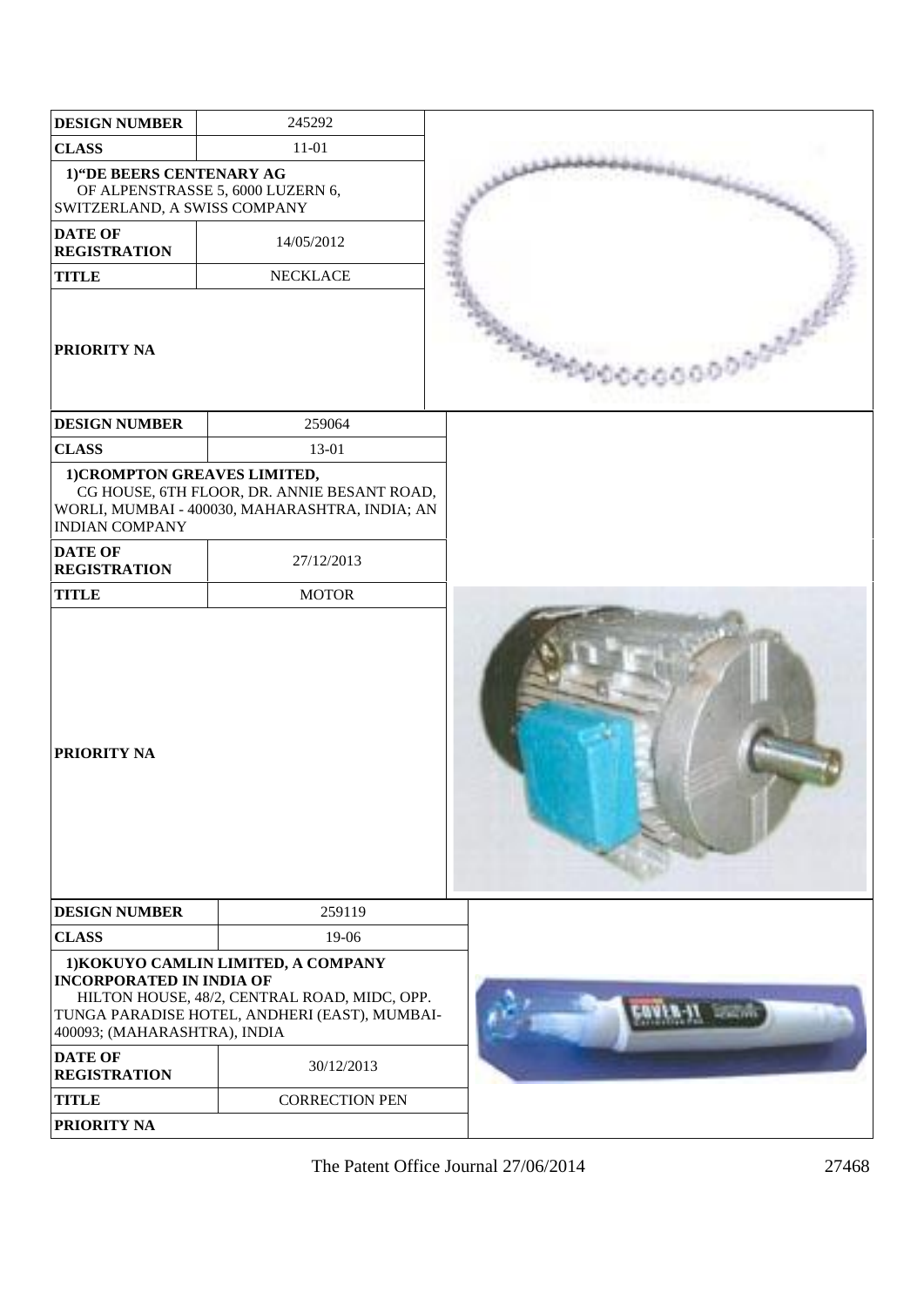| DESIGN NUMBER | 245292 |
|---|---|
| CLASS | 11-01 |
| 1)"DE BEERS CENTENARY AG OF ALPENSTRASSE 5, 6000 LUZERN 6, SWITZERLAND, A SWISS COMPANY | |
| DATE OF REGISTRATION | 14/05/2012 |
| TITLE | NECKLACE |
| PRIORITY NA | |

| DESIGN NUMBER | 259064 |
|---|---|
| CLASS | 13-01 |
| 1)CROMPTON GREAVES LIMITED, CG HOUSE, 6TH FLOOR, DR. ANNIE BESANT ROAD, WORLI, MUMBAI - 400030, MAHARASHTRA, INDIA; AN INDIAN COMPANY | |
| DATE OF REGISTRATION | 27/12/2013 |
| TITLE | MOTOR |
| PRIORITY NA | |

| DESIGN NUMBER | 259119 |
|---|---|
| CLASS | 19-06 |
| 1)KOKUYO CAMLIN LIMITED, A COMPANY INCORPORATED IN INDIA OF HILTON HOUSE, 48/2, CENTRAL ROAD, MIDC, OPP. TUNGA PARADISE HOTEL, ANDHERI (EAST), MUMBAI-400093; (MAHARASHTRA), INDIA | |
| DATE OF REGISTRATION | 30/12/2013 |
| TITLE | CORRECTION PEN |
| PRIORITY NA | |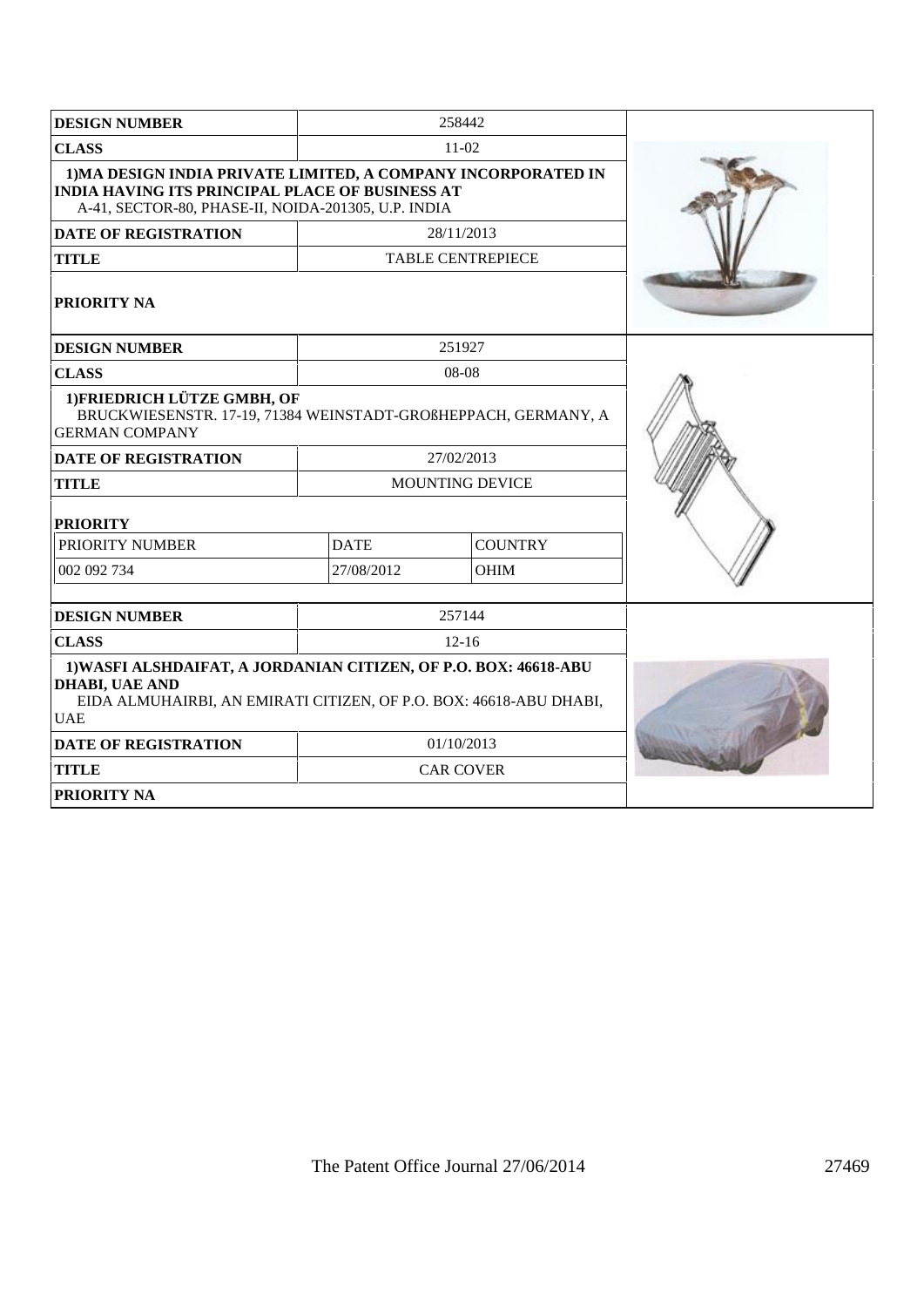| DESIGN NUMBER | 258442 | |
|---|---|---|
| CLASS | 11-02 | |
| **1)MA DESIGN INDIA PRIVATE LIMITED, A COMPANY INCORPORATED IN INDIA HAVING ITS PRINCIPAL PLACE OF BUSINESS AT** A-41, SECTOR-80, PHASE-II, NOIDA-201305, U.P. INDIA | | |
| DATE OF REGISTRATION | 28/11/2013 | |
| TITLE | TABLE CENTREPIECE | |
| PRIORITY NA | | |

| DESIGN NUMBER | 251927 | |
|---|---|---|
| CLASS | 08-08 | |
| **1)FRIEDRICH LÜTZE GMBH, OF** BRUCKWIESENSTR. 17-19, 71384 WEINSTADT-GROßHEPPACH, GERMANY, A GERMAN COMPANY | | |
| DATE OF REGISTRATION | 27/02/2013 | |
| TITLE | MOUNTING DEVICE | |
| **PRIORITY** | | |
| PRIORITY NUMBER | DATE | COUNTRY |
| 002 092 734 | 27/08/2012 | OHIM |

| DESIGN NUMBER | 257144 | |
|---|---|---|
| CLASS | 12-16 | |
| **1)WASFI ALSHDAIFAT, A JORDANIAN CITIZEN, OF P.O. BOX: 46618-ABU DHABI, UAE AND** EIDA ALMUHAIRBI, AN EMIRATI CITIZEN, OF P.O. BOX: 46618-ABU DHABI, UAE | | |
| DATE OF REGISTRATION | 01/10/2013 | |
| TITLE | CAR COVER | |
| PRIORITY NA | | |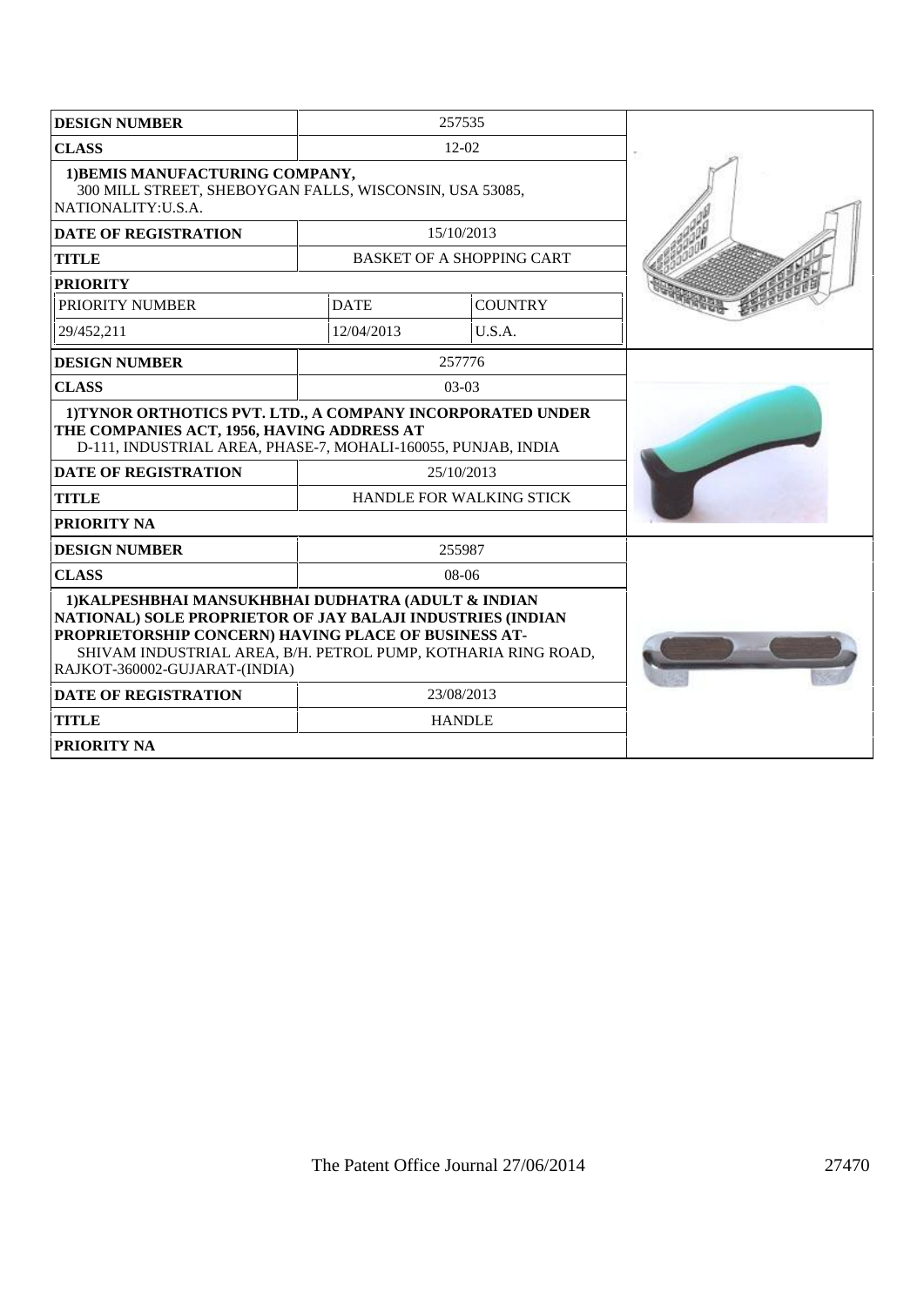| DESIGN NUMBER | 257535 | |
|---|---|---|
| CLASS | 12-02 | |
| 1)BEMIS MANUFACTURING COMPANY, 300 MILL STREET, SHEBOYGAN FALLS, WISCONSIN, USA 53085, NATIONALITY:U.S.A. | | |
| DATE OF REGISTRATION | 15/10/2013 | |
| TITLE | BASKET OF A SHOPPING CART | |
| PRIORITY | | |
| PRIORITY NUMBER | DATE | COUNTRY |
| 29/452,211 | 12/04/2013 | U.S.A. |

| DESIGN NUMBER | 257776 |
|---|---|
| CLASS | 03-03 |
| 1)TYNOR ORTHOTICS PVT. LTD., A COMPANY INCORPORATED UNDER THE COMPANIES ACT, 1956, HAVING ADDRESS AT D-111, INDUSTRIAL AREA, PHASE-7, MOHALI-160055, PUNJAB, INDIA | |
| DATE OF REGISTRATION | 25/10/2013 |
| TITLE | HANDLE FOR WALKING STICK |
| PRIORITY NA | |

| DESIGN NUMBER | 255987 |
|---|---|
| CLASS | 08-06 |
| 1)KALPESHBHAI MANSUKHBHAI DUDHATRA (ADULT & INDIAN NATIONAL) SOLE PROPRIETOR OF JAY BALAJI INDUSTRIES (INDIAN PROPRIETORSHIP CONCERN) HAVING PLACE OF BUSINESS AT- SHIVAM INDUSTRIAL AREA, B/H. PETROL PUMP, KOTHARIA RING ROAD, RAJKOT-360002-GUJARAT-(INDIA) | |
| DATE OF REGISTRATION | 23/08/2013 |
| TITLE | HANDLE |
| PRIORITY NA | |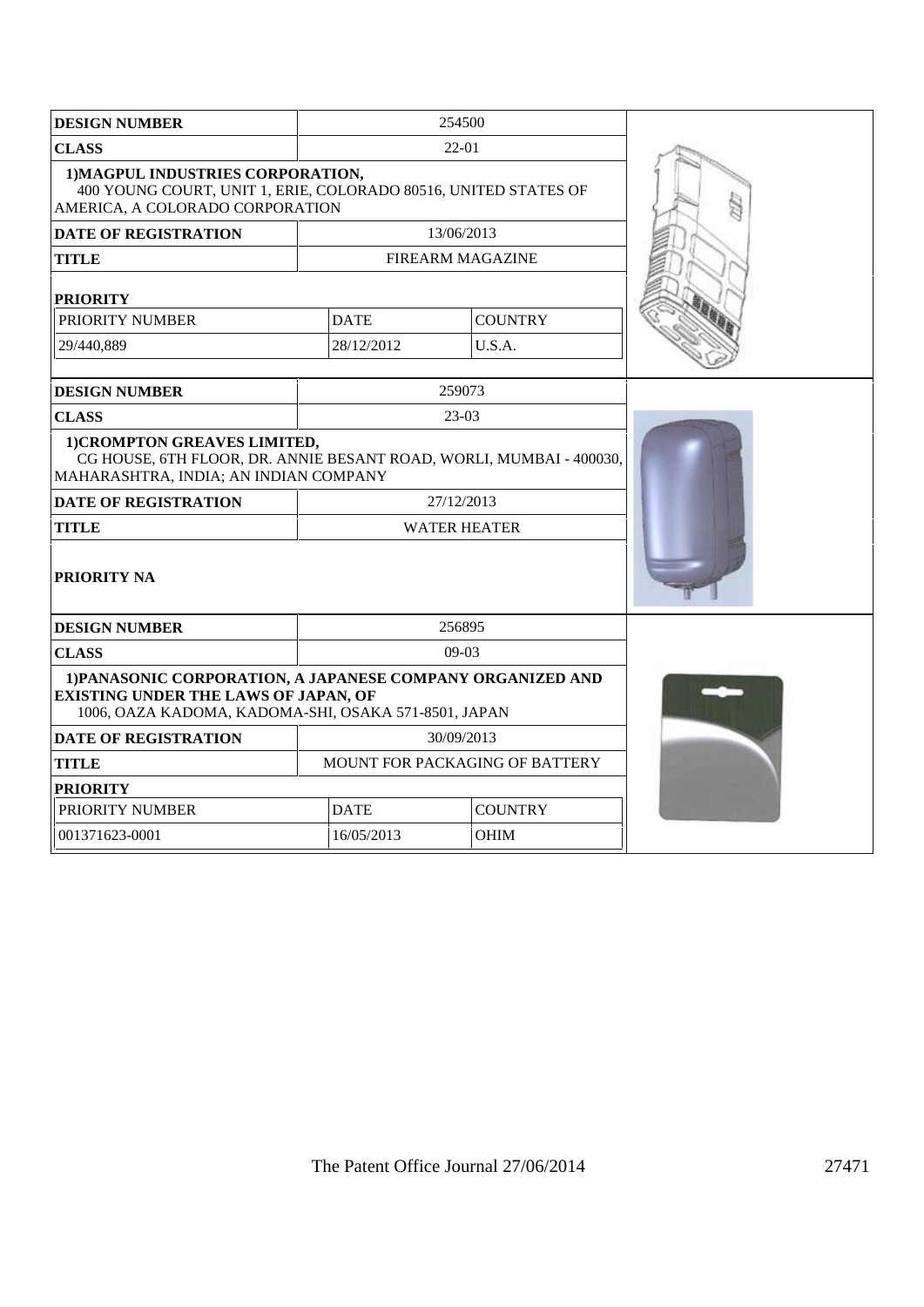| DESIGN NUMBER | 254500 | |
|---|---|---|
| CLASS | 22-01 | |
| 1)MAGPUL INDUSTRIES CORPORATION, 400 YOUNG COURT, UNIT 1, ERIE, COLORADO 80516, UNITED STATES OF AMERICA, A COLORADO CORPORATION | | |
| DATE OF REGISTRATION | 13/06/2013 | |
| TITLE | FIREARM MAGAZINE | |
| PRIORITY | | |
| PRIORITY NUMBER | DATE | COUNTRY |
| 29/440,889 | 28/12/2012 | U.S.A. |

| DESIGN NUMBER | 259073 |
|---|---|
| CLASS | 23-03 |
| 1)CROMPTON GREAVES LIMITED, CG HOUSE, 6TH FLOOR, DR. ANNIE BESANT ROAD, WORLI, MUMBAI - 400030, MAHARASHTRA, INDIA; AN INDIAN COMPANY | |
| DATE OF REGISTRATION | 27/12/2013 |
| TITLE | WATER HEATER |
| PRIORITY NA | |

| DESIGN NUMBER | 256895 | |
|---|---|---|
| CLASS | 09-03 | |
| 1)PANASONIC CORPORATION, A JAPANESE COMPANY ORGANIZED AND EXISTING UNDER THE LAWS OF JAPAN, OF 1006, OAZA KADOMA, KADOMA-SHI, OSAKA 571-8501, JAPAN | | |
| DATE OF REGISTRATION | 30/09/2013 | |
| TITLE | MOUNT FOR PACKAGING OF BATTERY | |
| PRIORITY | | |
| PRIORITY NUMBER | DATE | COUNTRY |
| 001371623-0001 | 16/05/2013 | OHIM |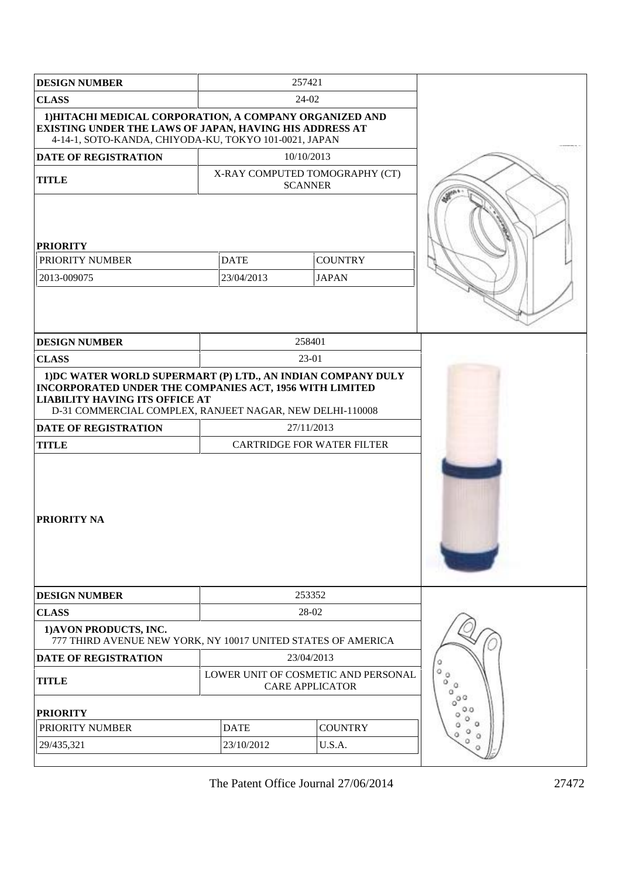| DESIGN NUMBER | 257421 | |
|---|---|---|
| CLASS | 24-02 | |
| 1)HITACHI MEDICAL CORPORATION, A COMPANY ORGANIZED AND EXISTING UNDER THE LAWS OF JAPAN, HAVING HIS ADDRESS AT 4-14-1, SOTO-KANDA, CHIYODA-KU, TOKYO 101-0021, JAPAN | | |
| DATE OF REGISTRATION | 10/10/2013 | |
| TITLE | X-RAY COMPUTED TOMOGRAPHY (CT) SCANNER | |
| PRIORITY | | |
| PRIORITY NUMBER | DATE | COUNTRY |
| 2013-009075 | 23/04/2013 | JAPAN |

| DESIGN NUMBER | 258401 |
|---|---|
| CLASS | 23-01 |
| 1)DC WATER WORLD SUPERMART (P) LTD., AN INDIAN COMPANY DULY INCORPORATED UNDER THE COMPANIES ACT, 1956 WITH LIMITED LIABILITY HAVING ITS OFFICE AT D-31 COMMERCIAL COMPLEX, RANJEET NAGAR, NEW DELHI-110008 | |
| DATE OF REGISTRATION | 27/11/2013 |
| TITLE | CARTRIDGE FOR WATER FILTER |
| PRIORITY NA | |

| DESIGN NUMBER | 253352 | |
|---|---|---|
| CLASS | 28-02 | |
| 1)AVON PRODUCTS, INC. 777 THIRD AVENUE NEW YORK, NY 10017 UNITED STATES OF AMERICA | | |
| DATE OF REGISTRATION | 23/04/2013 | |
| TITLE | LOWER UNIT OF COSMETIC AND PERSONAL CARE APPLICATOR | |
| PRIORITY | | |
| PRIORITY NUMBER | DATE | COUNTRY |
| 29/435,321 | 23/10/2012 | U.S.A. |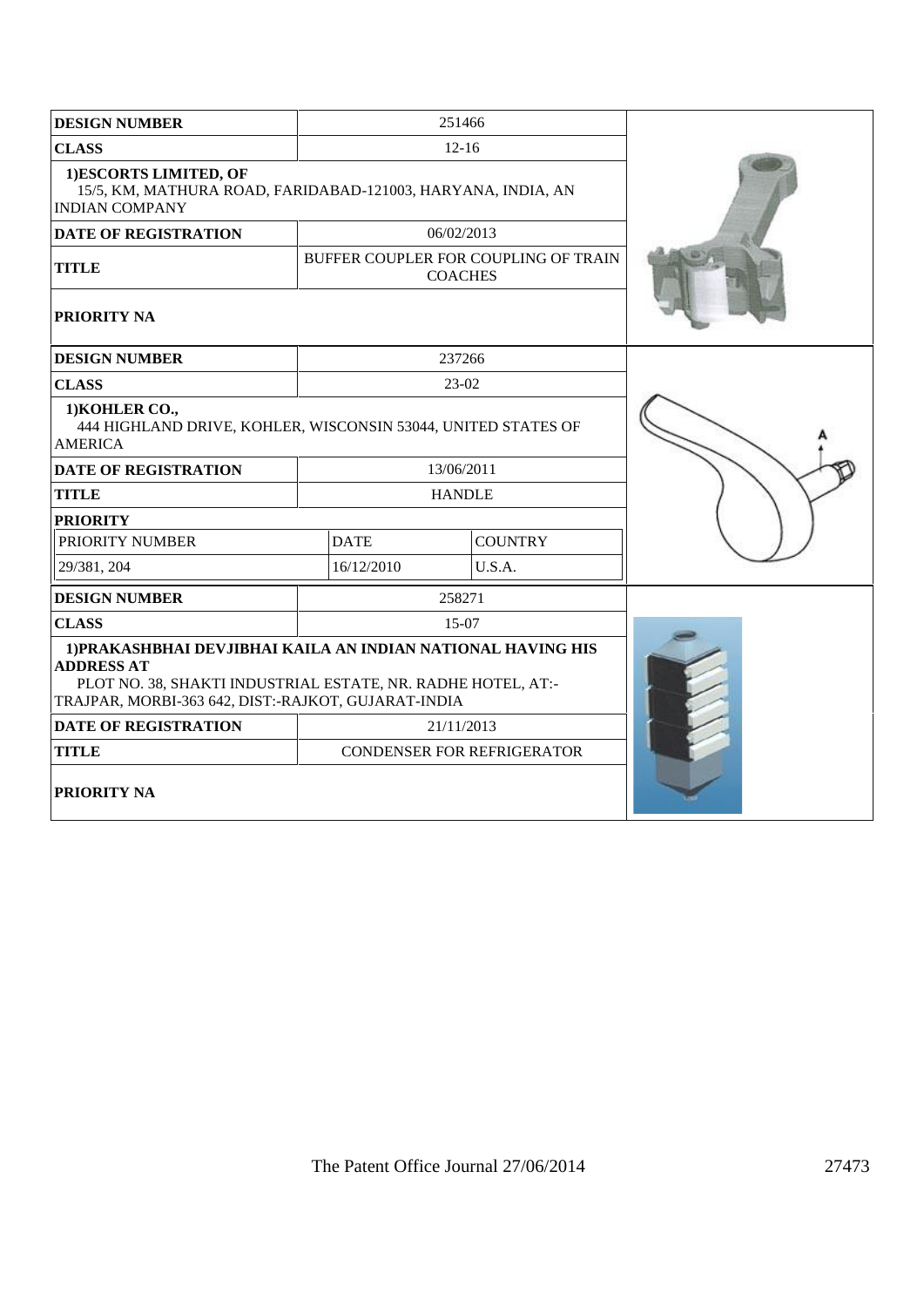| DESIGN NUMBER | 251466 | |
|---|---|---|
| CLASS | 12-16 | |
| **1)ESCORTS LIMITED, OF** 15/5, KM, MATHURA ROAD, FARIDABAD-121003, HARYANA, INDIA, AN INDIAN COMPANY | | |
| DATE OF REGISTRATION | 06/02/2013 | |
| TITLE | BUFFER COUPLER FOR COUPLING OF TRAIN COACHES | |
| PRIORITY NA | | |

| DESIGN NUMBER | 237266 | |
|---|---|---|
| CLASS | 23-02 | |
| **1)KOHLER CO.,** 444 HIGHLAND DRIVE, KOHLER, WISCONSIN 53044, UNITED STATES OF AMERICA | | |
| DATE OF REGISTRATION | 13/06/2011 | |
| TITLE | HANDLE | |
| PRIORITY | | |
| PRIORITY NUMBER | DATE | COUNTRY |
| 29/381, 204 | 16/12/2010 | U.S.A. |

| DESIGN NUMBER | 258271 |
|---|---|
| CLASS | 15-07 |
| **1)PRAKASHBHAI DEVJIBHAI KAILA AN INDIAN NATIONAL HAVING HIS ADDRESS AT** PLOT NO. 38, SHAKTI INDUSTRIAL ESTATE, NR. RADHE HOTEL, AT:-TRAJPAR, MORBI-363 642, DIST:-RAJKOT, GUJARAT-INDIA | |
| DATE OF REGISTRATION | 21/11/2013 |
| TITLE | CONDENSER FOR REFRIGERATOR |
| PRIORITY NA | |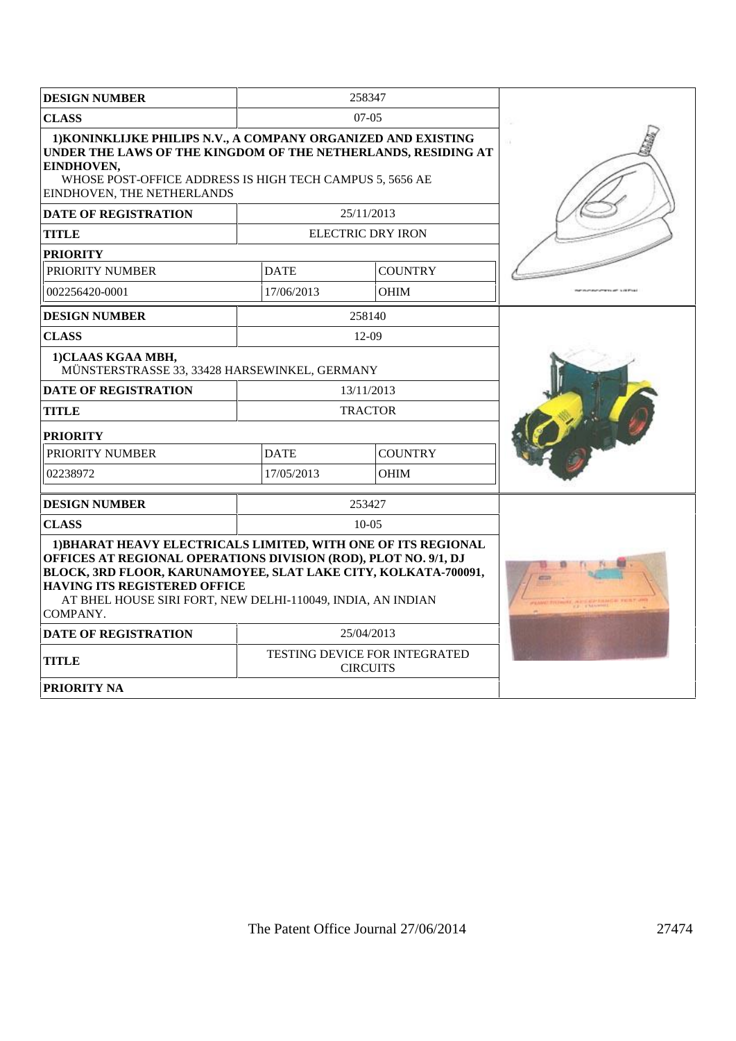| DESIGN NUMBER | 258347 | |
|---|---|---|
| CLASS | 07-05 | |
| **1)KONINKLIJKE PHILIPS N.V., A COMPANY ORGANIZED AND EXISTING UNDER THE LAWS OF THE KINGDOM OF THE NETHERLANDS, RESIDING AT EINDHOVEN,** WHOSE POST-OFFICE ADDRESS IS HIGH TECH CAMPUS 5, 5656 AE EINDHOVEN, THE NETHERLANDS | | |
| DATE OF REGISTRATION | 25/11/2013 | |
| TITLE | ELECTRIC DRY IRON | |
| PRIORITY | | |
| PRIORITY NUMBER | DATE | COUNTRY |
| 002256420-0001 | 17/06/2013 | OHIM |

| DESIGN NUMBER | 258140 | |
|---|---|---|
| CLASS | 12-09 | |
| **1)CLAAS KGAA MBH,** MÜNSTERSTRASSE 33, 33428 HARSEWINKEL, GERMANY | | |
| DATE OF REGISTRATION | 13/11/2013 | |
| TITLE | TRACTOR | |
| PRIORITY | | |
| PRIORITY NUMBER | DATE | COUNTRY |
| 02238972 | 17/05/2013 | OHIM |

| DESIGN NUMBER | 253427 |
|---|---|
| CLASS | 10-05 |
| **1)BHARAT HEAVY ELECTRICALS LIMITED, WITH ONE OF ITS REGIONAL OFFICES AT REGIONAL OPERATIONS DIVISION (ROD), PLOT NO. 9/1, DJ BLOCK, 3RD FLOOR, KARUNAMOYEE, SLAT LAKE CITY, KOLKATA-700091, HAVING ITS REGISTERED OFFICE** AT BHEL HOUSE SIRI FORT, NEW DELHI-110049, INDIA, AN INDIAN COMPANY. | |
| DATE OF REGISTRATION | 25/04/2013 |
| TITLE | TESTING DEVICE FOR INTEGRATED CIRCUITS |
| PRIORITY NA | |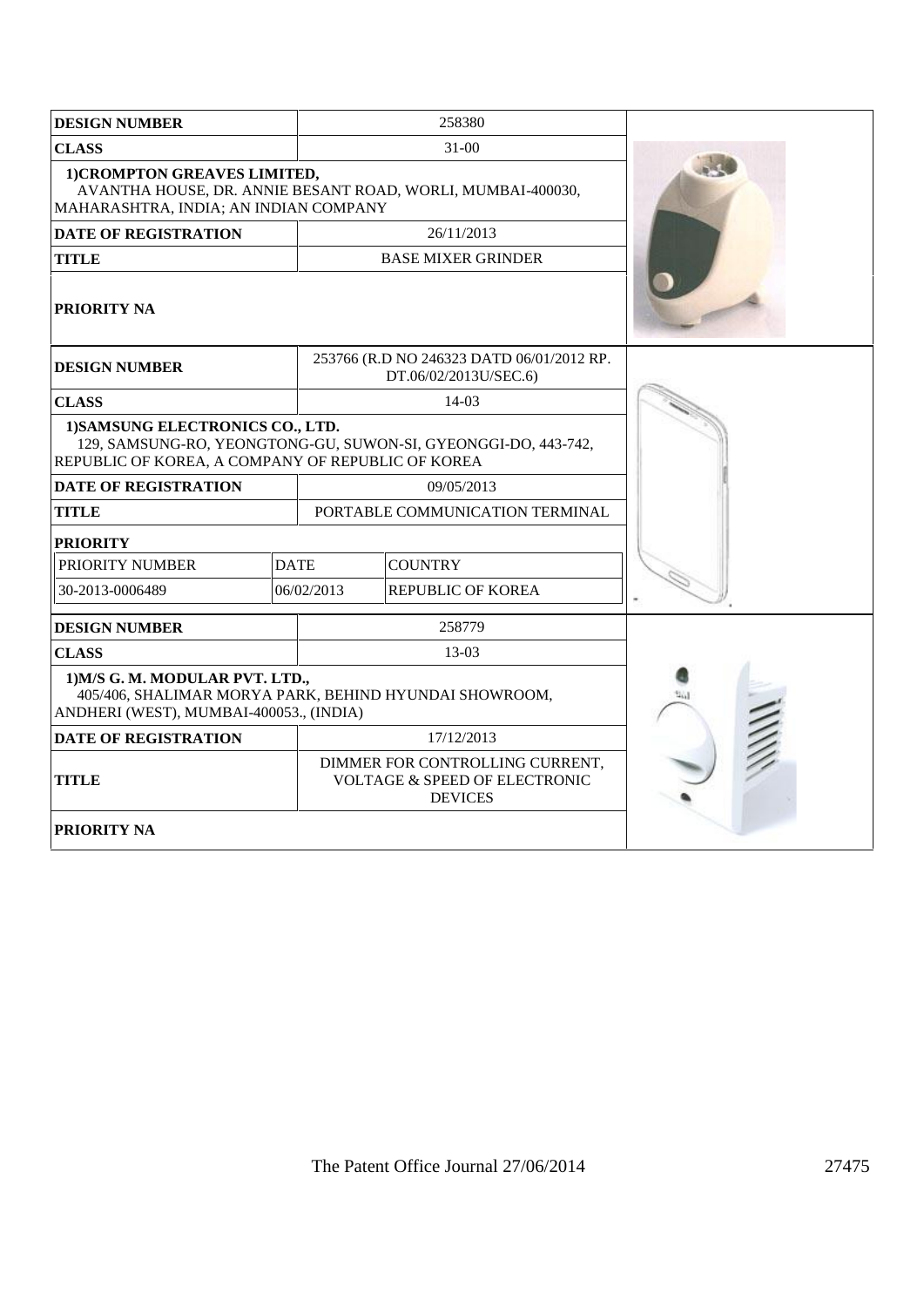| | |
|---|---|
| **DESIGN NUMBER** | 258380 |
| **CLASS** | 31-00 |
| **1)CROMPTON GREAVES LIMITED,** AVANTHA HOUSE, DR. ANNIE BESANT ROAD, WORLI, MUMBAI-400030, MAHARASHTRA, INDIA; AN INDIAN COMPANY | |
| **DATE OF REGISTRATION** | 26/11/2013 |
| **TITLE** | BASE MIXER GRINDER |
| **PRIORITY NA** | |

| | |
|---|---|
| **DESIGN NUMBER** | 253766 (R.D NO 246323 DATD 06/01/2012 RP. DT.06/02/2013U/SEC.6) |
| **CLASS** | 14-03 |
| **1)SAMSUNG ELECTRONICS CO., LTD.** 129, SAMSUNG-RO, YEONGTONG-GU, SUWON-SI, GYEONGGI-DO, 443-742, REPUBLIC OF KOREA, A COMPANY OF REPUBLIC OF KOREA | |
| **DATE OF REGISTRATION** | 09/05/2013 |
| **TITLE** | PORTABLE COMMUNICATION TERMINAL |

**PRIORITY**

| PRIORITY NUMBER | DATE | COUNTRY |
|---|---|---|
| 30-2013-0006489 | 06/02/2013 | REPUBLIC OF KOREA |

| | |
|---|---|
| **DESIGN NUMBER** | 258779 |
| **CLASS** | 13-03 |
| **1)M/S G. M. MODULAR PVT. LTD.,** 405/406, SHALIMAR MORYA PARK, BEHIND HYUNDAI SHOWROOM, ANDHERI (WEST), MUMBAI-400053., (INDIA) | |
| **DATE OF REGISTRATION** | 17/12/2013 |
| **TITLE** | DIMMER FOR CONTROLLING CURRENT, VOLTAGE & SPEED OF ELECTRONIC DEVICES |
| **PRIORITY NA** | |